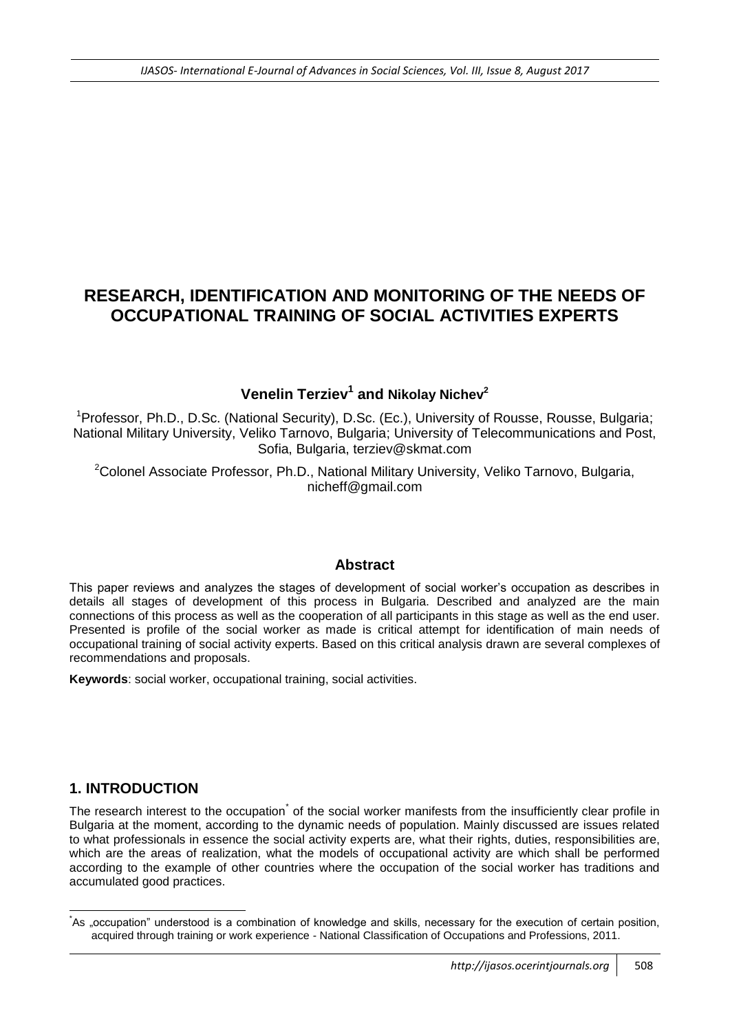# RESEARCH, IDENTIFICATION AND MONITORING OF THE NEEDS OF OCCUPATIONAL TRAINING OF SOCIAL ACTIVITIES EXPERTS

**Venelin Terziev[1] and Nikolay Nichev[2]**

[1]Professor, Ph.D., D.Sc. (National Security), D.Sc. (Ec.), University of Rousse, Rousse, Bulgaria; National Military University, Veliko Tarnovo, Bulgaria; University of Telecommunications and Post, Sofia, Bulgaria, terziev@skmat.com

[2]Colonel Associate Professor, Ph.D., National Military University, Veliko Tarnovo, Bulgaria, nicheff@gmail.com

## Abstract

This paper reviews and analyzes the stages of development of social worker's occupation as describes in details all stages of development of this process in Bulgaria. Described and analyzed are the main connections of this process as well as the cooperation of all participants in this stage as well as the end user. Presented is profile of the social worker as made is critical attempt for identification of main needs of occupational training of social activity experts. Based on this critical analysis drawn are several complexes of recommendations and proposals.

**Keywords**: social worker, occupational training, social activities.

## 1. INTRODUCTION

The research interest to the occupation[*] of the social worker manifests from the insufficiently clear profile in Bulgaria at the moment, according to the dynamic needs of population. Mainly discussed are issues related to what professionals in essence the social activity experts are, what their rights, duties, responsibilities are, which are the areas of realization, what the models of occupational activity are which shall be performed according to the example of other countries where the occupation of the social worker has traditions and accumulated good practices.

[*]As „occupation" understood is a combination of knowledge and skills, necessary for the execution of certain position, acquired through training or work experience - National Classification of Occupations and Professions, 2011.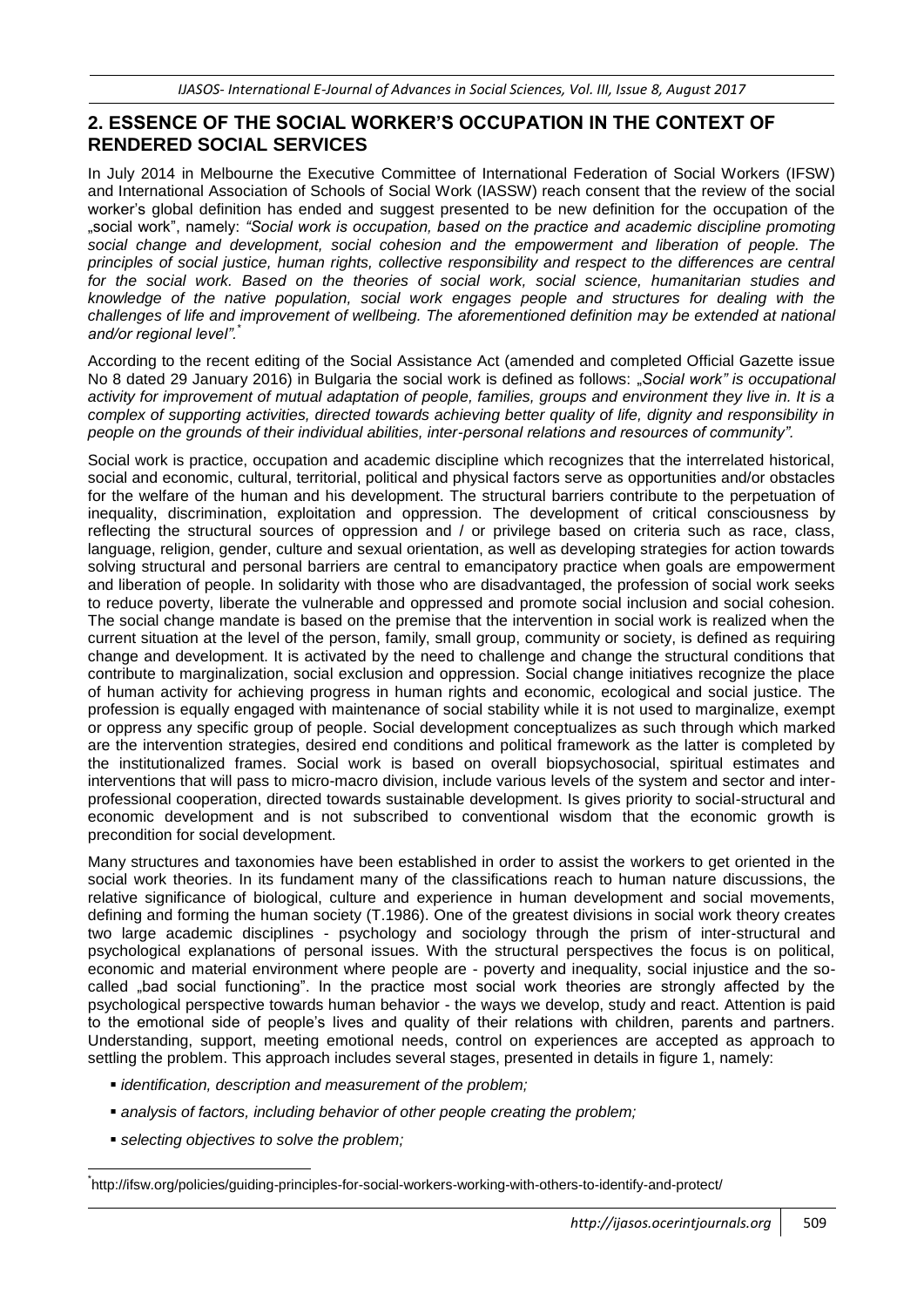## 2. ESSENCE OF THE SOCIAL WORKER'S OCCUPATION IN THE CONTEXT OF RENDERED SOCIAL SERVICES

In July 2014 in Melbourne the Executive Committee of International Federation of Social Workers (IFSW) and International Association of Schools of Social Work (IASSW) reach consent that the review of the social worker's global definition has ended and suggest presented to be new definition for the occupation of the „social work", namely: *"Social work is occupation, based on the practice and academic discipline promoting social change and development, social cohesion and the empowerment and liberation of people. The principles of social justice, human rights, collective responsibility and respect to the differences are central for the social work. Based on the theories of social work, social science, humanitarian studies and knowledge of the native population, social work engages people and structures for dealing with the challenges of life and improvement of wellbeing. The aforementioned definition may be extended at national and/or regional level".*[*]

According to the recent editing of the Social Assistance Act (amended and completed Official Gazette issue No 8 dated 29 January 2016) in Bulgaria the social work is defined as follows: „*Social work" is occupational activity for improvement of mutual adaptation of people, families, groups and environment they live in. It is a complex of supporting activities, directed towards achieving better quality of life, dignity and responsibility in people on the grounds of their individual abilities, inter-personal relations and resources of community".*

Social work is practice, occupation and academic discipline which recognizes that the interrelated historical, social and economic, cultural, territorial, political and physical factors serve as opportunities and/or obstacles for the welfare of the human and his development. The structural barriers contribute to the perpetuation of inequality, discrimination, exploitation and oppression. The development of critical consciousness by reflecting the structural sources of oppression and / or privilege based on criteria such as race, class, language, religion, gender, culture and sexual orientation, as well as developing strategies for action towards solving structural and personal barriers are central to emancipatory practice when goals are empowerment and liberation of people. In solidarity with those who are disadvantaged, the profession of social work seeks to reduce poverty, liberate the vulnerable and oppressed and promote social inclusion and social cohesion. The social change mandate is based on the premise that the intervention in social work is realized when the current situation at the level of the person, family, small group, community or society, is defined as requiring change and development. It is activated by the need to challenge and change the structural conditions that contribute to marginalization, social exclusion and oppression. Social change initiatives recognize the place of human activity for achieving progress in human rights and economic, ecological and social justice. The profession is equally engaged with maintenance of social stability while it is not used to marginalize, exempt or oppress any specific group of people. Social development conceptualizes as such through which marked are the intervention strategies, desired end conditions and political framework as the latter is completed by the institutionalized frames. Social work is based on overall biopsychosocial, spiritual estimates and interventions that will pass to micro-macro division, include various levels of the system and sector and inter-professional cooperation, directed towards sustainable development. Is gives priority to social-structural and economic development and is not subscribed to conventional wisdom that the economic growth is precondition for social development.

Many structures and taxonomies have been established in order to assist the workers to get oriented in the social work theories. In its fundament many of the classifications reach to human nature discussions, the relative significance of biological, culture and experience in human development and social movements, defining and forming the human society (T.1986). One of the greatest divisions in social work theory creates two large academic disciplines - psychology and sociology through the prism of inter-structural and psychological explanations of personal issues. With the structural perspectives the focus is on political, economic and material environment where people are - poverty and inequality, social injustice and the so-called „bad social functioning". In the practice most social work theories are strongly affected by the psychological perspective towards human behavior - the ways we develop, study and react. Attention is paid to the emotional side of people's lives and quality of their relations with children, parents and partners. Understanding, support, meeting emotional needs, control on experiences are accepted as approach to settling the problem. This approach includes several stages, presented in details in figure 1, namely:

- *identification, description and measurement of the problem;*
- *analysis of factors, including behavior of other people creating the problem;*
- *selecting objectives to solve the problem;*

[*] http://ifsw.org/policies/guiding-principles-for-social-workers-working-with-others-to-identify-and-protect/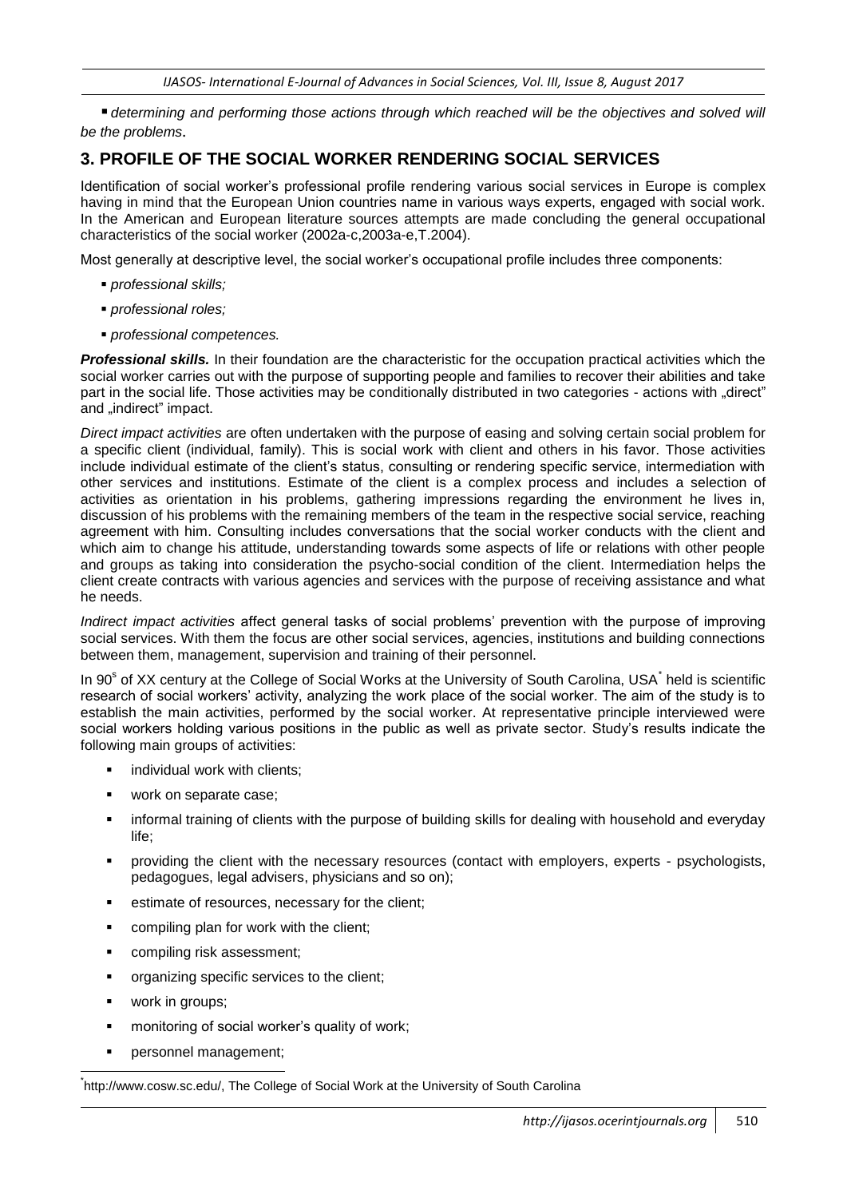- *determining and performing those actions through which reached will be the objectives and solved will be the problems*.

## 3. PROFILE OF THE SOCIAL WORKER RENDERING SOCIAL SERVICES

Identification of social worker's professional profile rendering various social services in Europe is complex having in mind that the European Union countries name in various ways experts, engaged with social work. In the American and European literature sources attempts are made concluding the general occupational characteristics of the social worker (2002a-c,2003a-e,T.2004).

Most generally at descriptive level, the social worker's occupational profile includes three components:

- *professional skills;*
- *professional roles;*
- *professional competences.*

***Professional skills.*** In their foundation are the characteristic for the occupation practical activities which the social worker carries out with the purpose of supporting people and families to recover their abilities and take part in the social life. Those activities may be conditionally distributed in two categories - actions with „direct" and „indirect" impact.

*Direct impact activities* are often undertaken with the purpose of easing and solving certain social problem for a specific client (individual, family). This is social work with client and others in his favor. Those activities include individual estimate of the client's status, consulting or rendering specific service, intermediation with other services and institutions. Estimate of the client is a complex process and includes a selection of activities as orientation in his problems, gathering impressions regarding the environment he lives in, discussion of his problems with the remaining members of the team in the respective social service, reaching agreement with him. Consulting includes conversations that the social worker conducts with the client and which aim to change his attitude, understanding towards some aspects of life or relations with other people and groups as taking into consideration the psycho-social condition of the client. Intermediation helps the client create contracts with various agencies and services with the purpose of receiving assistance and what he needs.

*Indirect impact activities* affect general tasks of social problems' prevention with the purpose of improving social services. With them the focus are other social services, agencies, institutions and building connections between them, management, supervision and training of their personnel.

In 90[s] of XX century at the College of Social Works at the University of South Carolina, USA[*] held is scientific research of social workers' activity, analyzing the work place of the social worker. The aim of the study is to establish the main activities, performed by the social worker. At representative principle interviewed were social workers holding various positions in the public as well as private sector. Study's results indicate the following main groups of activities:

- individual work with clients;
- work on separate case;
- informal training of clients with the purpose of building skills for dealing with household and everyday life;
- providing the client with the necessary resources (contact with employers, experts - psychologists, pedagogues, legal advisers, physicians and so on);
- estimate of resources, necessary for the client;
- compiling plan for work with the client;
- compiling risk assessment;
- organizing specific services to the client;
- work in groups;
- monitoring of social worker's quality of work;
- personnel management;

[*] http://www.cosw.sc.edu/, The College of Social Work at the University of South Carolina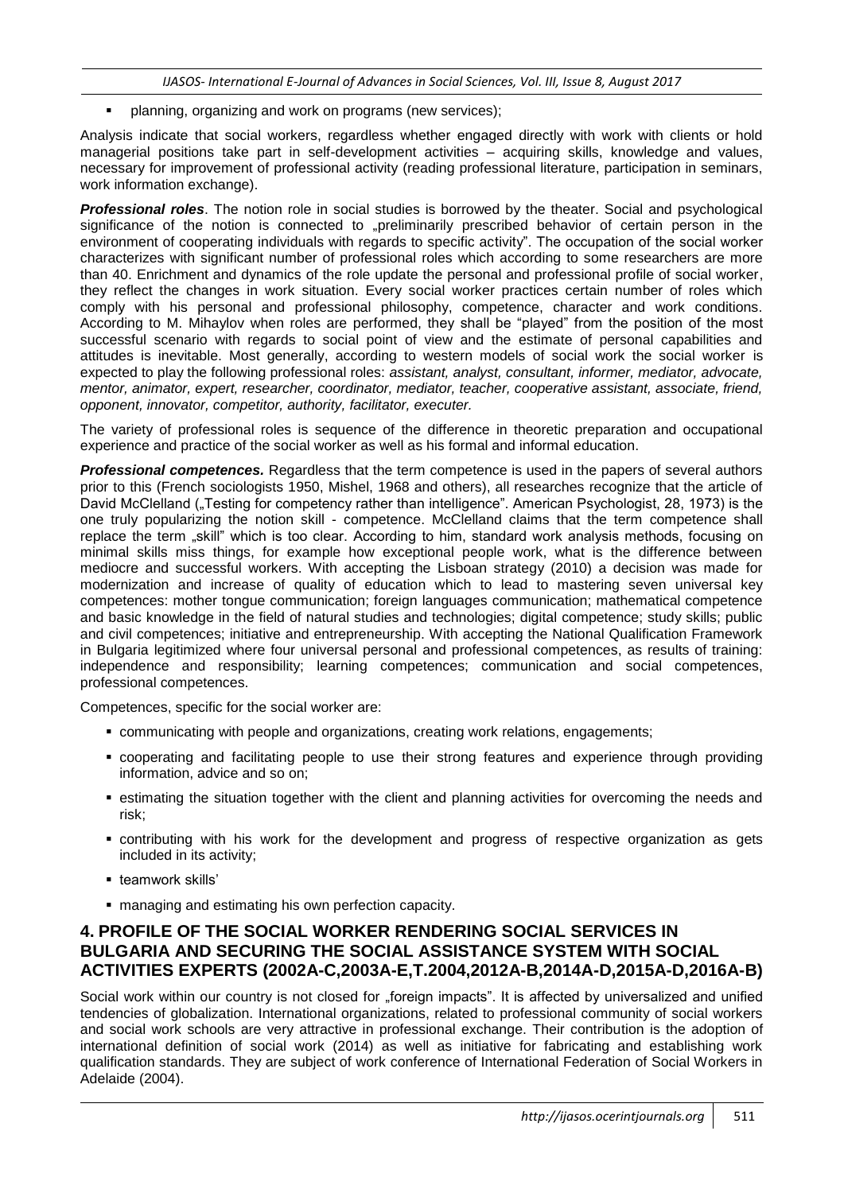- planning, organizing and work on programs (new services);

Analysis indicate that social workers, regardless whether engaged directly with work with clients or hold managerial positions take part in self-development activities – acquiring skills, knowledge and values, necessary for improvement of professional activity (reading professional literature, participation in seminars, work information exchange).

***Professional roles***. The notion role in social studies is borrowed by the theater. Social and psychological significance of the notion is connected to „preliminarily prescribed behavior of certain person in the environment of cooperating individuals with regards to specific activity". The occupation of the social worker characterizes with significant number of professional roles which according to some researchers are more than 40. Enrichment and dynamics of the role update the personal and professional profile of social worker, they reflect the changes in work situation. Every social worker practices certain number of roles which comply with his personal and professional philosophy, competence, character and work conditions. According to M. Mihaylov when roles are performed, they shall be "played" from the position of the most successful scenario with regards to social point of view and the estimate of personal capabilities and attitudes is inevitable. Most generally, according to western models of social work the social worker is expected to play the following professional roles: *assistant, analyst, consultant, informer, mediator, advocate, mentor, animator, expert, researcher, coordinator, mediator, teacher, cooperative assistant, associate, friend, opponent, innovator, competitor, authority, facilitator, executer.*

The variety of professional roles is sequence of the difference in theoretic preparation and occupational experience and practice of the social worker as well as his formal and informal education.

***Professional competences.*** Regardless that the term competence is used in the papers of several authors prior to this (French sociologists 1950, Mishel, 1968 and others), all researches recognize that the article of David McClelland („Testing for competency rather than intelligence". American Psychologist, 28, 1973) is the one truly popularizing the notion skill - competence. McClelland claims that the term competence shall replace the term „skill" which is too clear. According to him, standard work analysis methods, focusing on minimal skills miss things, for example how exceptional people work, what is the difference between mediocre and successful workers. With accepting the Lisboan strategy (2010) a decision was made for modernization and increase of quality of education which to lead to mastering seven universal key competences: mother tongue communication; foreign languages communication; mathematical competence and basic knowledge in the field of natural studies and technologies; digital competence; study skills; public and civil competences; initiative and entrepreneurship. With accepting the National Qualification Framework in Bulgaria legitimized where four universal personal and professional competences, as results of training: independence and responsibility; learning competences; communication and social competences, professional competences.

Competences, specific for the social worker are:

- communicating with people and organizations, creating work relations, engagements;
- cooperating and facilitating people to use their strong features and experience through providing information, advice and so on;
- estimating the situation together with the client and planning activities for overcoming the needs and risk;
- contributing with his work for the development and progress of respective organization as gets included in its activity;
- teamwork skills'
- managing and estimating his own perfection capacity.

## 4. PROFILE OF THE SOCIAL WORKER RENDERING SOCIAL SERVICES IN BULGARIA AND SECURING THE SOCIAL ASSISTANCE SYSTEM WITH SOCIAL ACTIVITIES EXPERTS (2002A-C,2003A-E,T.2004,2012A-B,2014A-D,2015A-D,2016A-B)

Social work within our country is not closed for „foreign impacts". It is affected by universalized and unified tendencies of globalization. International organizations, related to professional community of social workers and social work schools are very attractive in professional exchange. Their contribution is the adoption of international definition of social work (2014) as well as initiative for fabricating and establishing work qualification standards. They are subject of work conference of International Federation of Social Workers in Adelaide (2004).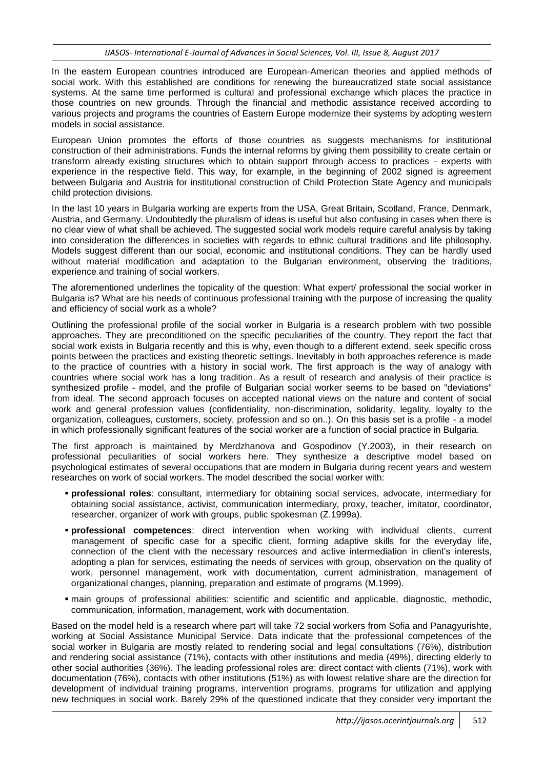In the eastern European countries introduced are European-American theories and applied methods of social work. With this established are conditions for renewing the bureaucratized state social assistance systems. At the same time performed is cultural and professional exchange which places the practice in those countries on new grounds. Through the financial and methodic assistance received according to various projects and programs the countries of Eastern Europe modernize their systems by adopting western models in social assistance.

European Union promotes the efforts of those countries as suggests mechanisms for institutional construction of their administrations. Funds the internal reforms by giving them possibility to create certain or transform already existing structures which to obtain support through access to practices - experts with experience in the respective field. This way, for example, in the beginning of 2002 signed is agreement between Bulgaria and Austria for institutional construction of Child Protection State Agency and municipals child protection divisions.

In the last 10 years in Bulgaria working are experts from the USA, Great Britain, Scotland, France, Denmark, Austria, and Germany. Undoubtedly the pluralism of ideas is useful but also confusing in cases when there is no clear view of what shall be achieved. The suggested social work models require careful analysis by taking into consideration the differences in societies with regards to ethnic cultural traditions and life philosophy. Models suggest different than our social, economic and institutional conditions. They can be hardly used without material modification and adaptation to the Bulgarian environment, observing the traditions, experience and training of social workers.

The aforementioned underlines the topicality of the question: What expert/ professional the social worker in Bulgaria is? What are his needs of continuous professional training with the purpose of increasing the quality and efficiency of social work as a whole?

Outlining the professional profile of the social worker in Bulgaria is a research problem with two possible approaches. They are preconditioned on the specific peculiarities of the country. They report the fact that social work exists in Bulgaria recently and this is why, even though to a different extend, seek specific cross points between the practices and existing theoretic settings. Inevitably in both approaches reference is made to the practice of countries with a history in social work. The first approach is the way of analogy with countries where social work has a long tradition. As a result of research and analysis of their practice is synthesized profile - model, and the profile of Bulgarian social worker seems to be based on "deviations" from ideal. The second approach focuses on accepted national views on the nature and content of social work and general profession values (confidentiality, non-discrimination, solidarity, legality, loyalty to the organization, colleagues, customers, society, profession and so on..). On this basis set is a profile - a model in which professionally significant features of the social worker are a function of social practice in Bulgaria.

The first approach is maintained by Merdzhanova and Gospodinov (Y.2003), in their research on professional peculiarities of social workers here. They synthesize a descriptive model based on psychological estimates of several occupations that are modern in Bulgaria during recent years and western researches on work of social workers. The model described the social worker with:

- **professional roles**: consultant, intermediary for obtaining social services, advocate, intermediary for obtaining social assistance, activist, communication intermediary, proxy, teacher, imitator, coordinator, researcher, organizer of work with groups, public spokesman (Z.1999a).
- **professional competences**: direct intervention when working with individual clients, current management of specific case for a specific client, forming adaptive skills for the everyday life, connection of the client with the necessary resources and active intermediation in client's interests, adopting a plan for services, estimating the needs of services with group, observation on the quality of work, personnel management, work with documentation, current administration, management of organizational changes, planning, preparation and estimate of programs (M.1999).
- main groups of professional abilities: scientific and scientific and applicable, diagnostic, methodic, communication, information, management, work with documentation.

Based on the model held is a research where part will take 72 social workers from Sofia and Panagyurishte, working at Social Assistance Municipal Service. Data indicate that the professional competences of the social worker in Bulgaria are mostly related to rendering social and legal consultations (76%), distribution and rendering social assistance (71%), contacts with other institutions and media (49%), directing elderly to other social authorities (36%). The leading professional roles are: direct contact with clients (71%), work with documentation (76%), contacts with other institutions (51%) as with lowest relative share are the direction for development of individual training programs, intervention programs, programs for utilization and applying new techniques in social work. Barely 29% of the questioned indicate that they consider very important the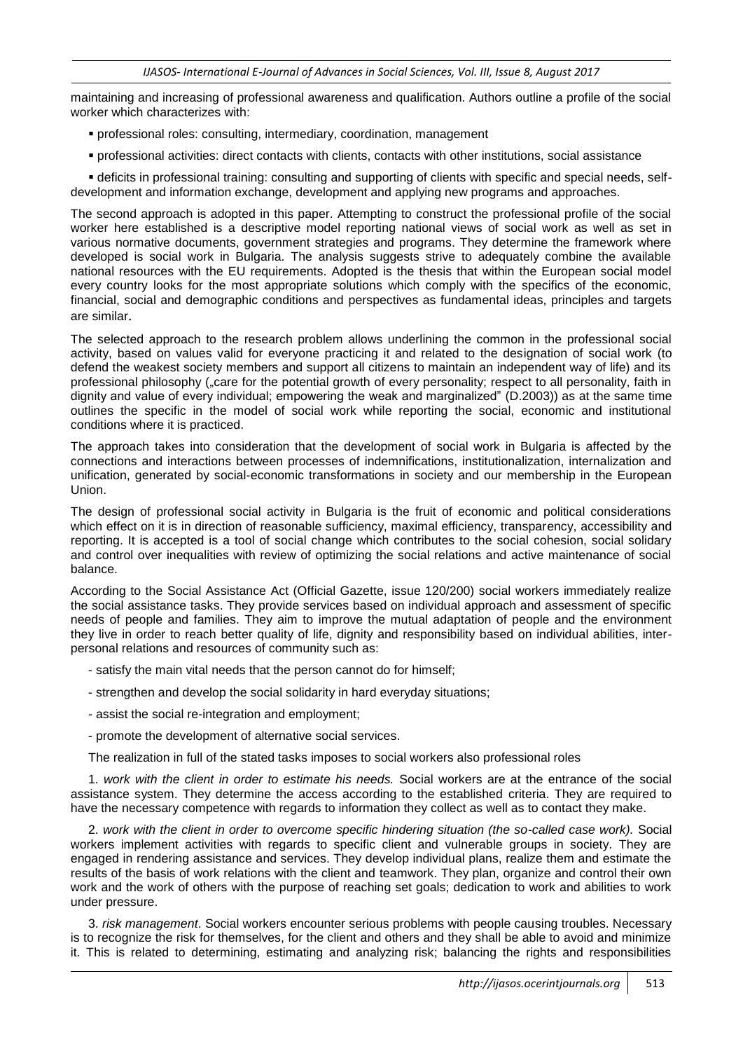maintaining and increasing of professional awareness and qualification. Authors outline a profile of the social worker which characterizes with:

- professional roles: consulting, intermediary, coordination, management
- professional activities: direct contacts with clients, contacts with other institutions, social assistance
- deficits in professional training: consulting and supporting of clients with specific and special needs, self-development and information exchange, development and applying new programs and approaches.

The second approach is adopted in this paper. Attempting to construct the professional profile of the social worker here established is a descriptive model reporting national views of social work as well as set in various normative documents, government strategies and programs. They determine the framework where developed is social work in Bulgaria. The analysis suggests strive to adequately combine the available national resources with the EU requirements. Adopted is the thesis that within the European social model every country looks for the most appropriate solutions which comply with the specifics of the economic, financial, social and demographic conditions and perspectives as fundamental ideas, principles and targets are similar.

The selected approach to the research problem allows underlining the common in the professional social activity, based on values valid for everyone practicing it and related to the designation of social work (to defend the weakest society members and support all citizens to maintain an independent way of life) and its professional philosophy („care for the potential growth of every personality; respect to all personality, faith in dignity and value of every individual; empowering the weak and marginalized" (D.2003)) as at the same time outlines the specific in the model of social work while reporting the social, economic and institutional conditions where it is practiced.

The approach takes into consideration that the development of social work in Bulgaria is affected by the connections and interactions between processes of indemnifications, institutionalization, internalization and unification, generated by social-economic transformations in society and our membership in the European Union.

The design of professional social activity in Bulgaria is the fruit of economic and political considerations which effect on it is in direction of reasonable sufficiency, maximal efficiency, transparency, accessibility and reporting. It is accepted is a tool of social change which contributes to the social cohesion, social solidary and control over inequalities with review of optimizing the social relations and active maintenance of social balance.

According to the Social Assistance Act (Official Gazette, issue 120/200) social workers immediately realize the social assistance tasks. They provide services based on individual approach and assessment of specific needs of people and families. They aim to improve the mutual adaptation of people and the environment they live in order to reach better quality of life, dignity and responsibility based on individual abilities, inter-personal relations and resources of community such as:

- satisfy the main vital needs that the person cannot do for himself;
- strengthen and develop the social solidarity in hard everyday situations;
- assist the social re-integration and employment;
- promote the development of alternative social services.

The realization in full of the stated tasks imposes to social workers also professional roles

1. *work with the client in order to estimate his needs.* Social workers are at the entrance of the social assistance system. They determine the access according to the established criteria. They are required to have the necessary competence with regards to information they collect as well as to contact they make.

2. *work with the client in order to overcome specific hindering situation (the so-called case work).* Social workers implement activities with regards to specific client and vulnerable groups in society. They are engaged in rendering assistance and services. They develop individual plans, realize them and estimate the results of the basis of work relations with the client and teamwork. They plan, organize and control their own work and the work of others with the purpose of reaching set goals; dedication to work and abilities to work under pressure.

3. *risk management*. Social workers encounter serious problems with people causing troubles. Necessary is to recognize the risk for themselves, for the client and others and they shall be able to avoid and minimize it. This is related to determining, estimating and analyzing risk; balancing the rights and responsibilities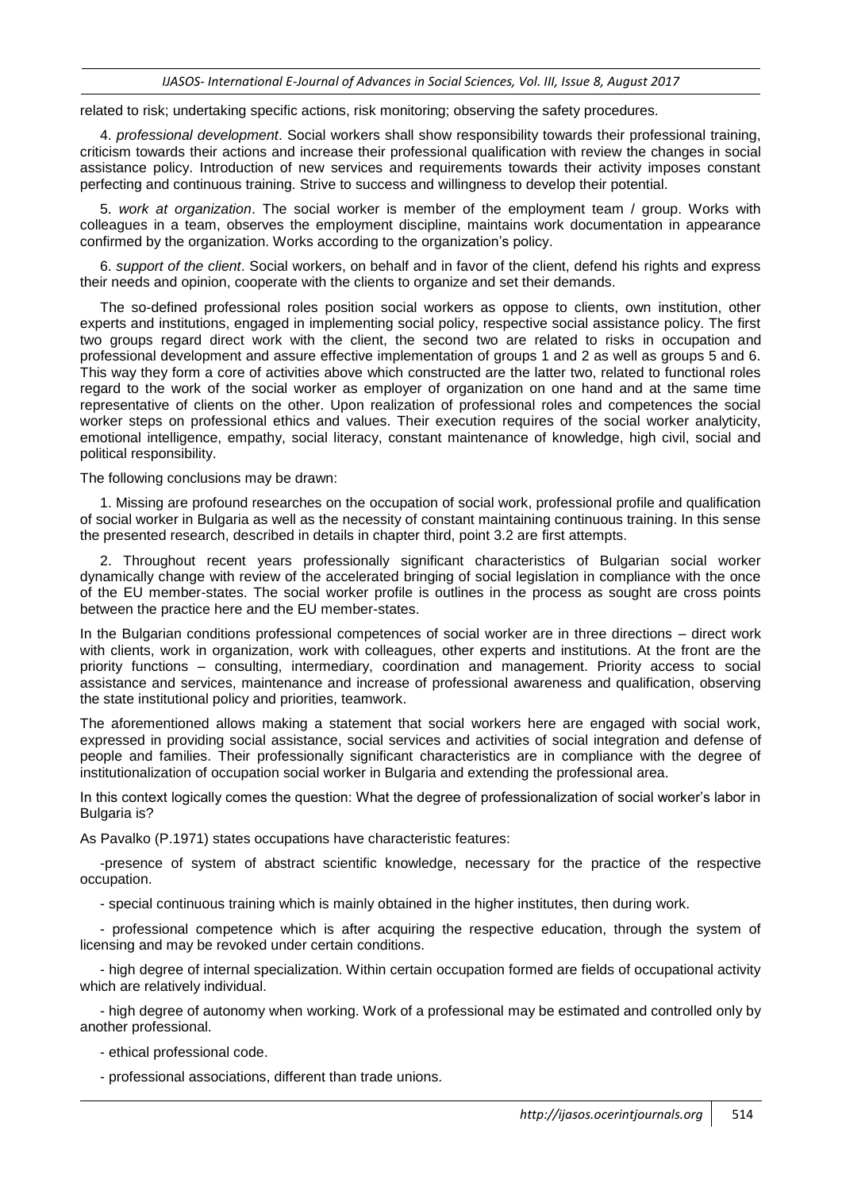related to risk; undertaking specific actions, risk monitoring; observing the safety procedures.

4. *professional development*. Social workers shall show responsibility towards their professional training, criticism towards their actions and increase their professional qualification with review the changes in social assistance policy. Introduction of new services and requirements towards their activity imposes constant perfecting and continuous training. Strive to success and willingness to develop their potential.

5. *work at organization*. The social worker is member of the employment team / group. Works with colleagues in a team, observes the employment discipline, maintains work documentation in appearance confirmed by the organization. Works according to the organization's policy.

6. *support of the client*. Social workers, on behalf and in favor of the client, defend his rights and express their needs and opinion, cooperate with the clients to organize and set their demands.

The so-defined professional roles position social workers as oppose to clients, own institution, other experts and institutions, engaged in implementing social policy, respective social assistance policy. The first two groups regard direct work with the client, the second two are related to risks in occupation and professional development and assure effective implementation of groups 1 and 2 as well as groups 5 and 6. This way they form a core of activities above which constructed are the latter two, related to functional roles regard to the work of the social worker as employer of organization on one hand and at the same time representative of clients on the other. Upon realization of professional roles and competences the social worker steps on professional ethics and values. Their execution requires of the social worker analyticity, emotional intelligence, empathy, social literacy, constant maintenance of knowledge, high civil, social and political responsibility.

The following conclusions may be drawn:

1. Missing are profound researches on the occupation of social work, professional profile and qualification of social worker in Bulgaria as well as the necessity of constant maintaining continuous training. In this sense the presented research, described in details in chapter third, point 3.2 are first attempts.

2. Throughout recent years professionally significant characteristics of Bulgarian social worker dynamically change with review of the accelerated bringing of social legislation in compliance with the once of the EU member-states. The social worker profile is outlines in the process as sought are cross points between the practice here and the EU member-states.

In the Bulgarian conditions professional competences of social worker are in three directions – direct work with clients, work in organization, work with colleagues, other experts and institutions. At the front are the priority functions – consulting, intermediary, coordination and management. Priority access to social assistance and services, maintenance and increase of professional awareness and qualification, observing the state institutional policy and priorities, teamwork.

The aforementioned allows making a statement that social workers here are engaged with social work, expressed in providing social assistance, social services and activities of social integration and defense of people and families. Their professionally significant characteristics are in compliance with the degree of institutionalization of occupation social worker in Bulgaria and extending the professional area.

In this context logically comes the question: What the degree of professionalization of social worker's labor in Bulgaria is?

As Pavalko (P.1971) states occupations have characteristic features:

-presence of system of abstract scientific knowledge, necessary for the practice of the respective occupation.

- special continuous training which is mainly obtained in the higher institutes, then during work.

- professional competence which is after acquiring the respective education, through the system of licensing and may be revoked under certain conditions.

- high degree of internal specialization. Within certain occupation formed are fields of occupational activity which are relatively individual.

- high degree of autonomy when working. Work of a professional may be estimated and controlled only by another professional.

- ethical professional code.

- professional associations, different than trade unions.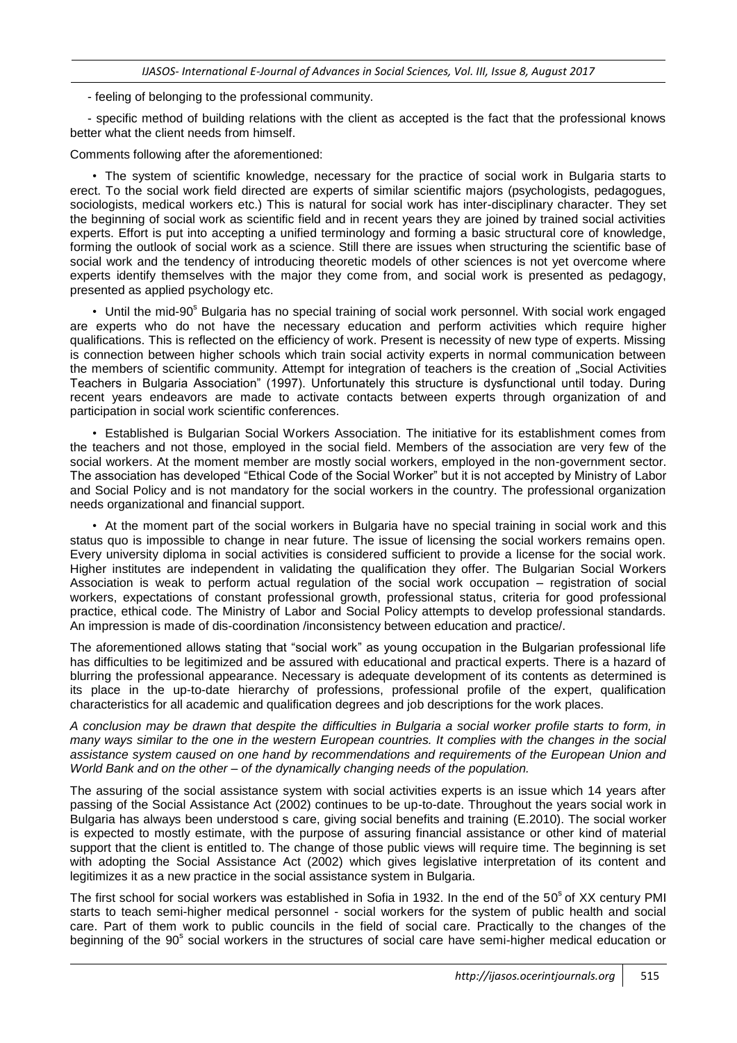- feeling of belonging to the professional community.

- specific method of building relations with the client as accepted is the fact that the professional knows better what the client needs from himself.

Comments following after the aforementioned:

• The system of scientific knowledge, necessary for the practice of social work in Bulgaria starts to erect. To the social work field directed are experts of similar scientific majors (psychologists, pedagogues, sociologists, medical workers etc.) This is natural for social work has inter-disciplinary character. They set the beginning of social work as scientific field and in recent years they are joined by trained social activities experts. Effort is put into accepting a unified terminology and forming a basic structural core of knowledge, forming the outlook of social work as a science. Still there are issues when structuring the scientific base of social work and the tendency of introducing theoretic models of other sciences is not yet overcome where experts identify themselves with the major they come from, and social work is presented as pedagogy, presented as applied psychology etc.

• Until the mid-90s Bulgaria has no special training of social work personnel. With social work engaged are experts who do not have the necessary education and perform activities which require higher qualifications. This is reflected on the efficiency of work. Present is necessity of new type of experts. Missing is connection between higher schools which train social activity experts in normal communication between the members of scientific community. Attempt for integration of teachers is the creation of „Social Activities Teachers in Bulgaria Association" (1997). Unfortunately this structure is dysfunctional until today. During recent years endeavors are made to activate contacts between experts through organization of and participation in social work scientific conferences.

• Established is Bulgarian Social Workers Association. The initiative for its establishment comes from the teachers and not those, employed in the social field. Members of the association are very few of the social workers. At the moment member are mostly social workers, employed in the non-government sector. The association has developed "Ethical Code of the Social Worker" but it is not accepted by Ministry of Labor and Social Policy and is not mandatory for the social workers in the country. The professional organization needs organizational and financial support.

• At the moment part of the social workers in Bulgaria have no special training in social work and this status quo is impossible to change in near future. The issue of licensing the social workers remains open. Every university diploma in social activities is considered sufficient to provide a license for the social work. Higher institutes are independent in validating the qualification they offer. The Bulgarian Social Workers Association is weak to perform actual regulation of the social work occupation – registration of social workers, expectations of constant professional growth, professional status, criteria for good professional practice, ethical code. The Ministry of Labor and Social Policy attempts to develop professional standards. An impression is made of dis-coordination /inconsistency between education and practice/.

The aforementioned allows stating that "social work" as young occupation in the Bulgarian professional life has difficulties to be legitimized and be assured with educational and practical experts. There is a hazard of blurring the professional appearance. Necessary is adequate development of its contents as determined is its place in the up-to-date hierarchy of professions, professional profile of the expert, qualification characteristics for all academic and qualification degrees and job descriptions for the work places.

*A conclusion may be drawn that despite the difficulties in Bulgaria a social worker profile starts to form, in many ways similar to the one in the western European countries. It complies with the changes in the social assistance system caused on one hand by recommendations and requirements of the European Union and World Bank and on the other – of the dynamically changing needs of the population.*

The assuring of the social assistance system with social activities experts is an issue which 14 years after passing of the Social Assistance Act (2002) continues to be up-to-date. Throughout the years social work in Bulgaria has always been understood s care, giving social benefits and training (E.2010). The social worker is expected to mostly estimate, with the purpose of assuring financial assistance or other kind of material support that the client is entitled to. The change of those public views will require time. The beginning is set with adopting the Social Assistance Act (2002) which gives legislative interpretation of its content and legitimizes it as a new practice in the social assistance system in Bulgaria.

The first school for social workers was established in Sofia in 1932. In the end of the 50s of XX century PMI starts to teach semi-higher medical personnel - social workers for the system of public health and social care. Part of them work to public councils in the field of social care. Practically to the changes of the beginning of the 90s social workers in the structures of social care have semi-higher medical education or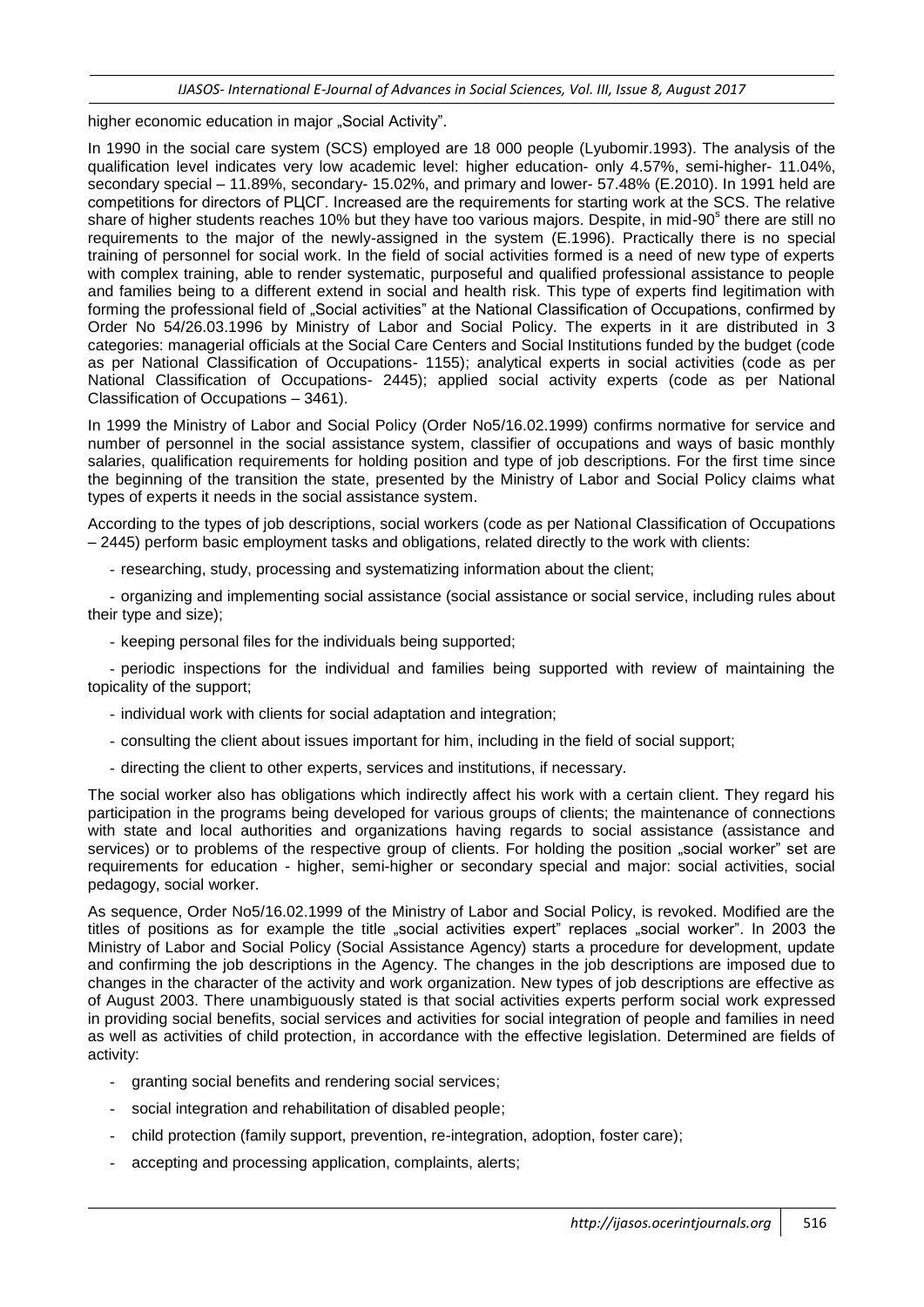higher economic education in major „Social Activity".

In 1990 in the social care system (SCS) employed are 18 000 people (Lyubomir.1993). The analysis of the qualification level indicates very low academic level: higher education- only 4.57%, semi-higher- 11.04%, secondary special – 11.89%, secondary- 15.02%, and primary and lower- 57.48% (E.2010). In 1991 held are competitions for directors of РЦСГ. Increased are the requirements for starting work at the SCS. The relative share of higher students reaches 10% but they have too various majors. Despite, in mid-90[s] there are still no requirements to the major of the newly-assigned in the system (E.1996). Practically there is no special training of personnel for social work. In the field of social activities formed is a need of new type of experts with complex training, able to render systematic, purposeful and qualified professional assistance to people and families being to a different extend in social and health risk. This type of experts find legitimation with forming the professional field of „Social activities" at the National Classification of Occupations, confirmed by Order No 54/26.03.1996 by Ministry of Labor and Social Policy. The experts in it are distributed in 3 categories: managerial officials at the Social Care Centers and Social Institutions funded by the budget (code as per National Classification of Occupations- 1155); analytical experts in social activities (code as per National Classification of Occupations- 2445); applied social activity experts (code as per National Classification of Occupations – 3461).

In 1999 the Ministry of Labor and Social Policy (Order No5/16.02.1999) confirms normative for service and number of personnel in the social assistance system, classifier of occupations and ways of basic monthly salaries, qualification requirements for holding position and type of job descriptions. For the first time since the beginning of the transition the state, presented by the Ministry of Labor and Social Policy claims what types of experts it needs in the social assistance system.

According to the types of job descriptions, social workers (code as per National Classification of Occupations – 2445) perform basic employment tasks and obligations, related directly to the work with clients:

- researching, study, processing and systematizing information about the client;
- organizing and implementing social assistance (social assistance or social service, including rules about their type and size);
- keeping personal files for the individuals being supported;
- periodic inspections for the individual and families being supported with review of maintaining the topicality of the support;
- individual work with clients for social adaptation and integration;
- consulting the client about issues important for him, including in the field of social support;
- directing the client to other experts, services and institutions, if necessary.

The social worker also has obligations which indirectly affect his work with a certain client. They regard his participation in the programs being developed for various groups of clients; the maintenance of connections with state and local authorities and organizations having regards to social assistance (assistance and services) or to problems of the respective group of clients. For holding the position „social worker" set are requirements for education - higher, semi-higher or secondary special and major: social activities, social pedagogy, social worker.

As sequence, Order No5/16.02.1999 of the Ministry of Labor and Social Policy, is revoked. Modified are the titles of positions as for example the title „social activities expert" replaces „social worker". In 2003 the Ministry of Labor and Social Policy (Social Assistance Agency) starts a procedure for development, update and confirming the job descriptions in the Agency. The changes in the job descriptions are imposed due to changes in the character of the activity and work organization. New types of job descriptions are effective as of August 2003. There unambiguously stated is that social activities experts perform social work expressed in providing social benefits, social services and activities for social integration of people and families in need as well as activities of child protection, in accordance with the effective legislation. Determined are fields of activity:

- granting social benefits and rendering social services;
- social integration and rehabilitation of disabled people;
- child protection (family support, prevention, re-integration, adoption, foster care);
- accepting and processing application, complaints, alerts;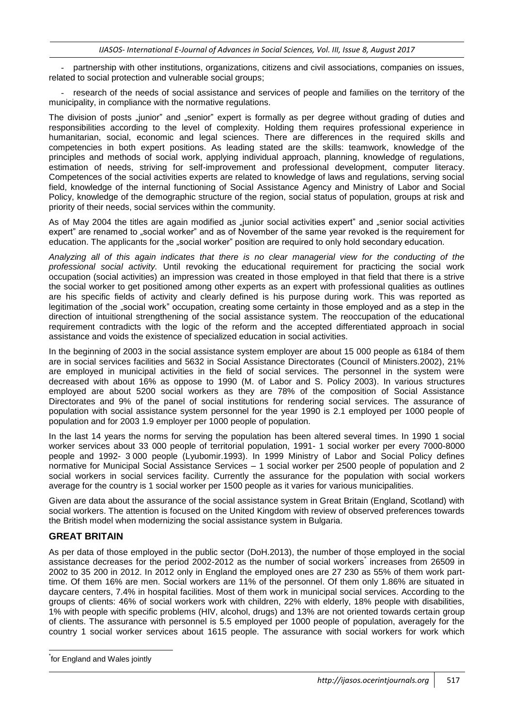- partnership with other institutions, organizations, citizens and civil associations, companies on issues, related to social protection and vulnerable social groups;

- research of the needs of social assistance and services of people and families on the territory of the municipality, in compliance with the normative regulations.

The division of posts „junior" and „senior" expert is formally as per degree without grading of duties and responsibilities according to the level of complexity. Holding them requires professional experience in humanitarian, social, economic and legal sciences. There are differences in the required skills and competencies in both expert positions. As leading stated are the skills: teamwork, knowledge of the principles and methods of social work, applying individual approach, planning, knowledge of regulations, estimation of needs, striving for self-improvement and professional development, computer literacy. Competences of the social activities experts are related to knowledge of laws and regulations, serving social field, knowledge of the internal functioning of Social Assistance Agency and Ministry of Labor and Social Policy, knowledge of the demographic structure of the region, social status of population, groups at risk and priority of their needs, social services within the community.

As of May 2004 the titles are again modified as „junior social activities expert" and „senior social activities expert" are renamed to „social worker" and as of November of the same year revoked is the requirement for education. The applicants for the „social worker" position are required to only hold secondary education.

*Analyzing all of this again indicates that there is no clear managerial view for the conducting of the professional social activity.* Until revoking the educational requirement for practicing the social work occupation (social activities) an impression was created in those employed in that field that there is a strive the social worker to get positioned among other experts as an expert with professional qualities as outlines are his specific fields of activity and clearly defined is his purpose during work. This was reported as legitimation of the „social work" occupation, creating some certainty in those employed and as a step in the direction of intuitional strengthening of the social assistance system. The reoccupation of the educational requirement contradicts with the logic of the reform and the accepted differentiated approach in social assistance and voids the existence of specialized education in social activities.

In the beginning of 2003 in the social assistance system employer are about 15 000 people as 6184 of them are in social services facilities and 5632 in Social Assistance Directorates (Council of Ministers.2002), 21% are employed in municipal activities in the field of social services. The personnel in the system were decreased with about 16% as oppose to 1990 (M. of Labor and S. Policy 2003). In various structures employed are about 5200 social workers as they are 78% of the composition of Social Assistance Directorates and 9% of the panel of social institutions for rendering social services. The assurance of population with social assistance system personnel for the year 1990 is 2.1 employed per 1000 people of population and for 2003 1.9 employer per 1000 people of population.

In the last 14 years the norms for serving the population has been altered several times. In 1990 1 social worker services about 33 000 people of territorial population, 1991- 1 social worker per every 7000-8000 people and 1992- 3 000 people (Lyubomir.1993). In 1999 Ministry of Labor and Social Policy defines normative for Municipal Social Assistance Services – 1 social worker per 2500 people of population and 2 social workers in social services facility. Currently the assurance for the population with social workers average for the country is 1 social worker per 1500 people as it varies for various municipalities.

Given are data about the assurance of the social assistance system in Great Britain (England, Scotland) with social workers. The attention is focused on the United Kingdom with review of observed preferences towards the British model when modernizing the social assistance system in Bulgaria.

## GREAT BRITAIN

As per data of those employed in the public sector (DoH.2013), the number of those employed in the social assistance decreases for the period 2002-2012 as the number of social workers[*] increases from 26509 in 2002 to 35 200 in 2012. In 2012 only in England the employed ones are 27 230 as 55% of them work part-time. Of them 16% are men. Social workers are 11% of the personnel. Of them only 1.86% are situated in daycare centers, 7.4% in hospital facilities. Most of them work in municipal social services. According to the groups of clients: 46% of social workers work with children, 22% with elderly, 18% people with disabilities, 1% with people with specific problems (HIV, alcohol, drugs) and 13% are not oriented towards certain group of clients. The assurance with personnel is 5.5 employed per 1000 people of population, averagely for the country 1 social worker services about 1615 people. The assurance with social workers for work which

[*] for England and Wales jointly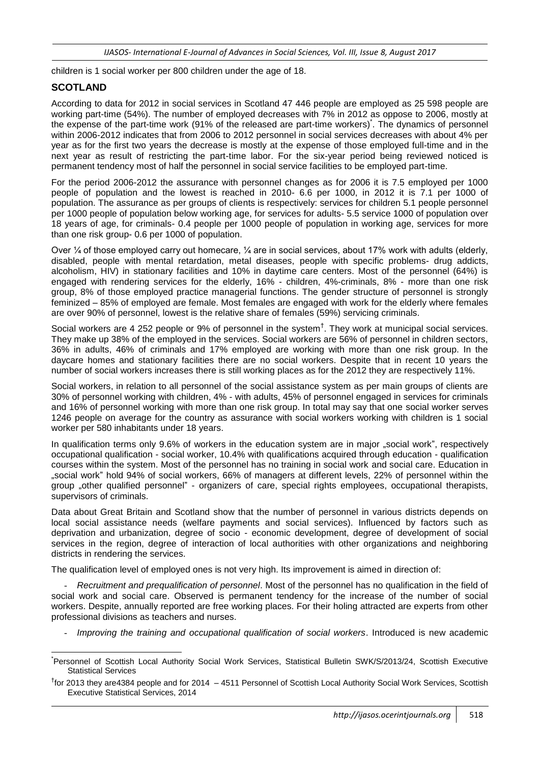children is 1 social worker per 800 children under the age of 18.

## SCOTLAND

According to data for 2012 in social services in Scotland 47 446 people are employed as 25 598 people are working part-time (54%). The number of employed decreases with 7% in 2012 as oppose to 2006, mostly at the expense of the part-time work (91% of the released are part-time workers)[*]. The dynamics of personnel within 2006-2012 indicates that from 2006 to 2012 personnel in social services decreases with about 4% per year as for the first two years the decrease is mostly at the expense of those employed full-time and in the next year as result of restricting the part-time labor. For the six-year period being reviewed noticed is permanent tendency most of half the personnel in social service facilities to be employed part-time.

For the period 2006-2012 the assurance with personnel changes as for 2006 it is 7.5 employed per 1000 people of population and the lowest is reached in 2010- 6.6 per 1000, in 2012 it is 7.1 per 1000 of population. The assurance as per groups of clients is respectively: services for children 5.1 people personnel per 1000 people of population below working age, for services for adults- 5.5 service 1000 of population over 18 years of age, for criminals- 0.4 people per 1000 people of population in working age, services for more than one risk group- 0.6 per 1000 of population.

Over ¼ of those employed carry out homecare, ¼ are in social services, about 17% work with adults (elderly, disabled, people with mental retardation, metal diseases, people with specific problems- drug addicts, alcoholism, HIV) in stationary facilities and 10% in daytime care centers. Most of the personnel (64%) is engaged with rendering services for the elderly, 16% - children, 4%-criminals, 8% - more than one risk group, 8% of those employed practice managerial functions. The gender structure of personnel is strongly feminized – 85% of employed are female. Most females are engaged with work for the elderly where females are over 90% of personnel, lowest is the relative share of females (59%) servicing criminals.

Social workers are 4 252 people or 9% of personnel in the system[†]. They work at municipal social services. They make up 38% of the employed in the services. Social workers are 56% of personnel in children sectors, 36% in adults, 46% of criminals and 17% employed are working with more than one risk group. In the daycare homes and stationary facilities there are no social workers. Despite that in recent 10 years the number of social workers increases there is still working places as for the 2012 they are respectively 11%.

Social workers, in relation to all personnel of the social assistance system as per main groups of clients are 30% of personnel working with children, 4% - with adults, 45% of personnel engaged in services for criminals and 16% of personnel working with more than one risk group. In total may say that one social worker serves 1246 people on average for the country as assurance with social workers working with children is 1 social worker per 580 inhabitants under 18 years.

In qualification terms only 9.6% of workers in the education system are in major „social work", respectively occupational qualification - social worker, 10.4% with qualifications acquired through education - qualification courses within the system. Most of the personnel has no training in social work and social care. Education in „social work" hold 94% of social workers, 66% of managers at different levels, 22% of personnel within the group „other qualified personnel" - organizers of care, special rights employees, occupational therapists, supervisors of criminals.

Data about Great Britain and Scotland show that the number of personnel in various districts depends on local social assistance needs (welfare payments and social services). Influenced by factors such as deprivation and urbanization, degree of socio - economic development, degree of development of social services in the region, degree of interaction of local authorities with other organizations and neighboring districts in rendering the services.

The qualification level of employed ones is not very high. Its improvement is aimed in direction of:

- *Recruitment and prequalification of personnel*. Most of the personnel has no qualification in the field of social work and social care. Observed is permanent tendency for the increase of the number of social workers. Despite, annually reported are free working places. For their holing attracted are experts from other professional divisions as teachers and nurses.
- *Improving the training and occupational qualification of social workers*. Introduced is new academic

[*] Personnel of Scottish Local Authority Social Work Services, Statistical Bulletin SWK/S/2013/24, Scottish Executive Statistical Services

[†] for 2013 they are4384 people and for 2014 – 4511 Personnel of Scottish Local Authority Social Work Services, Scottish Executive Statistical Services, 2014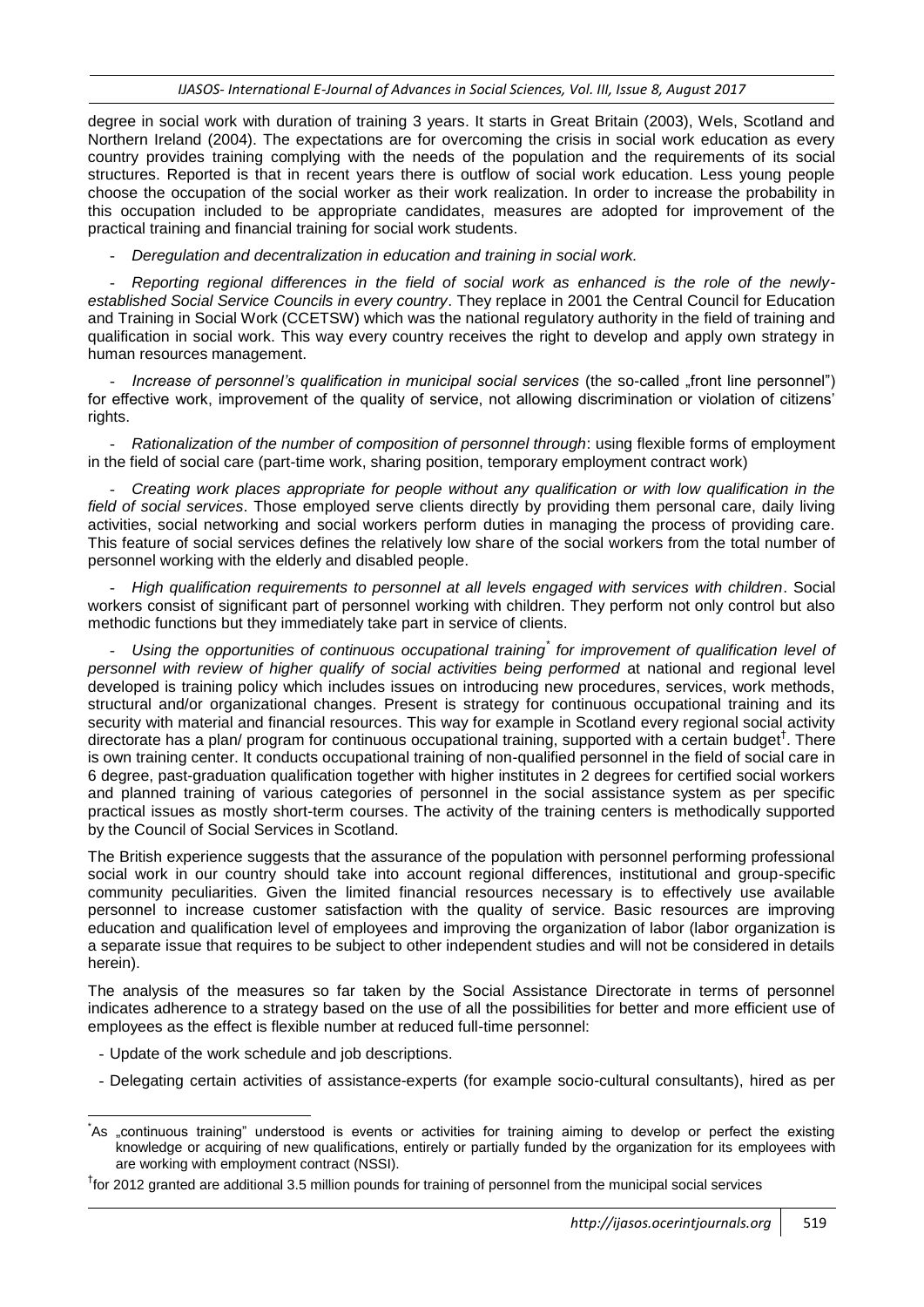degree in social work with duration of training 3 years. It starts in Great Britain (2003), Wels, Scotland and Northern Ireland (2004). The expectations are for overcoming the crisis in social work education as every country provides training complying with the needs of the population and the requirements of its social structures. Reported is that in recent years there is outflow of social work education. Less young people choose the occupation of the social worker as their work realization. In order to increase the probability in this occupation included to be appropriate candidates, measures are adopted for improvement of the practical training and financial training for social work students.

- *Deregulation and decentralization in education and training in social work.*

- *Reporting regional differences in the field of social work as enhanced is the role of the newly-established Social Service Councils in every country*. They replace in 2001 the Central Council for Education and Training in Social Work (CCETSW) which was the national regulatory authority in the field of training and qualification in social work. This way every country receives the right to develop and apply own strategy in human resources management.

- *Increase of personnel's qualification in municipal social services* (the so-called „front line personnel") for effective work, improvement of the quality of service, not allowing discrimination or violation of citizens' rights.

- *Rationalization of the number of composition of personnel through*: using flexible forms of employment in the field of social care (part-time work, sharing position, temporary employment contract work)

- *Creating work places appropriate for people without any qualification or with low qualification in the field of social services*. Those employed serve clients directly by providing them personal care, daily living activities, social networking and social workers perform duties in managing the process of providing care. This feature of social services defines the relatively low share of the social workers from the total number of personnel working with the elderly and disabled people.

- *High qualification requirements to personnel at all levels engaged with services with children*. Social workers consist of significant part of personnel working with children. They perform not only control but also methodic functions but they immediately take part in service of clients.

- *Using the opportunities of continuous occupational training*[*] *for improvement of qualification level of personnel with review of higher qualify of social activities being performed* at national and regional level developed is training policy which includes issues on introducing new procedures, services, work methods, structural and/or organizational changes. Present is strategy for continuous occupational training and its security with material and financial resources. This way for example in Scotland every regional social activity directorate has a plan/ program for continuous occupational training, supported with a certain budget[†]. There is own training center. It conducts occupational training of non-qualified personnel in the field of social care in 6 degree, past-graduation qualification together with higher institutes in 2 degrees for certified social workers and planned training of various categories of personnel in the social assistance system as per specific practical issues as mostly short-term courses. The activity of the training centers is methodically supported by the Council of Social Services in Scotland.

The British experience suggests that the assurance of the population with personnel performing professional social work in our country should take into account regional differences, institutional and group-specific community peculiarities. Given the limited financial resources necessary is to effectively use available personnel to increase customer satisfaction with the quality of service. Basic resources are improving education and qualification level of employees and improving the organization of labor (labor organization is a separate issue that requires to be subject to other independent studies and will not be considered in details herein).

The analysis of the measures so far taken by the Social Assistance Directorate in terms of personnel indicates adherence to a strategy based on the use of all the possibilities for better and more efficient use of employees as the effect is flexible number at reduced full-time personnel:

- Update of the work schedule and job descriptions.
- Delegating certain activities of assistance-experts (for example socio-cultural consultants), hired as per

---

[*] As „continuous training" understood is events or activities for training aiming to develop or perfect the existing knowledge or acquiring of new qualifications, entirely or partially funded by the organization for its employees with are working with employment contract (NSSI).

[†] for 2012 granted are additional 3.5 million pounds for training of personnel from the municipal social services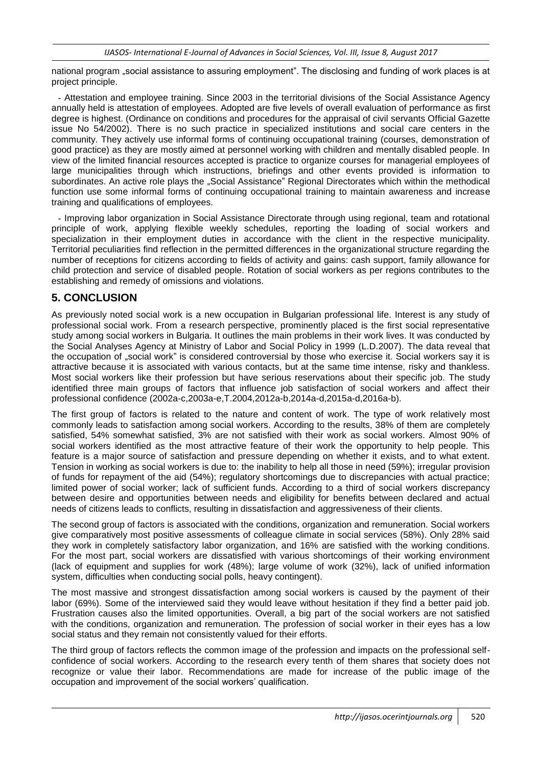national program „social assistance to assuring employment". The disclosing and funding of work places is at project principle.

- Attestation and employee training. Since 2003 in the territorial divisions of the Social Assistance Agency annually held is attestation of employees. Adopted are five levels of overall evaluation of performance as first degree is highest. (Ordinance on conditions and procedures for the appraisal of civil servants Official Gazette issue No 54/2002). There is no such practice in specialized institutions and social care centers in the community. They actively use informal forms of continuing occupational training (courses, demonstration of good practice) as they are mostly aimed at personnel working with children and mentally disabled people. In view of the limited financial resources accepted is practice to organize courses for managerial employees of large municipalities through which instructions, briefings and other events provided is information to subordinates. An active role plays the „Social Assistance" Regional Directorates which within the methodical function use some informal forms of continuing occupational training to maintain awareness and increase training and qualifications of employees.

- Improving labor organization in Social Assistance Directorate through using regional, team and rotational principle of work, applying flexible weekly schedules, reporting the loading of social workers and specialization in their employment duties in accordance with the client in the respective municipality. Territorial peculiarities find reflection in the permitted differences in the organizational structure regarding the number of receptions for citizens according to fields of activity and gains: cash support, family allowance for child protection and service of disabled people. Rotation of social workers as per regions contributes to the establishing and remedy of omissions and violations.

## 5. CONCLUSION

As previously noted social work is a new occupation in Bulgarian professional life. Interest is any study of professional social work. From a research perspective, prominently placed is the first social representative study among social workers in Bulgaria. It outlines the main problems in their work lives. It was conducted by the Social Analyses Agency at Ministry of Labor and Social Policy in 1999 (L.D.2007). The data reveal that the occupation of „social work" is considered controversial by those who exercise it. Social workers say it is attractive because it is associated with various contacts, but at the same time intense, risky and thankless. Most social workers like their profession but have serious reservations about their specific job. The study identified three main groups of factors that influence job satisfaction of social workers and affect their professional confidence (2002a-c,2003a-e,T.2004,2012a-b,2014a-d,2015a-d,2016a-b).

The first group of factors is related to the nature and content of work. The type of work relatively most commonly leads to satisfaction among social workers. According to the results, 38% of them are completely satisfied, 54% somewhat satisfied, 3% are not satisfied with their work as social workers. Almost 90% of social workers identified as the most attractive feature of their work the opportunity to help people. This feature is a major source of satisfaction and pressure depending on whether it exists, and to what extent. Tension in working as social workers is due to: the inability to help all those in need (59%); irregular provision of funds for repayment of the aid (54%); regulatory shortcomings due to discrepancies with actual practice; limited power of social worker; lack of sufficient funds. According to a third of social workers discrepancy between desire and opportunities between needs and eligibility for benefits between declared and actual needs of citizens leads to conflicts, resulting in dissatisfaction and aggressiveness of their clients.

The second group of factors is associated with the conditions, organization and remuneration. Social workers give comparatively most positive assessments of colleague climate in social services (58%). Only 28% said they work in completely satisfactory labor organization, and 16% are satisfied with the working conditions. For the most part, social workers are dissatisfied with various shortcomings of their working environment (lack of equipment and supplies for work (48%); large volume of work (32%), lack of unified information system, difficulties when conducting social polls, heavy contingent).

The most massive and strongest dissatisfaction among social workers is caused by the payment of their labor (69%). Some of the interviewed said they would leave without hesitation if they find a better paid job. Frustration causes also the limited opportunities. Overall, a big part of the social workers are not satisfied with the conditions, organization and remuneration. The profession of social worker in their eyes has a low social status and they remain not consistently valued for their efforts.

The third group of factors reflects the common image of the profession and impacts on the professional self-confidence of social workers. According to the research every tenth of them shares that society does not recognize or value their labor. Recommendations are made for increase of the public image of the occupation and improvement of the social workers' qualification.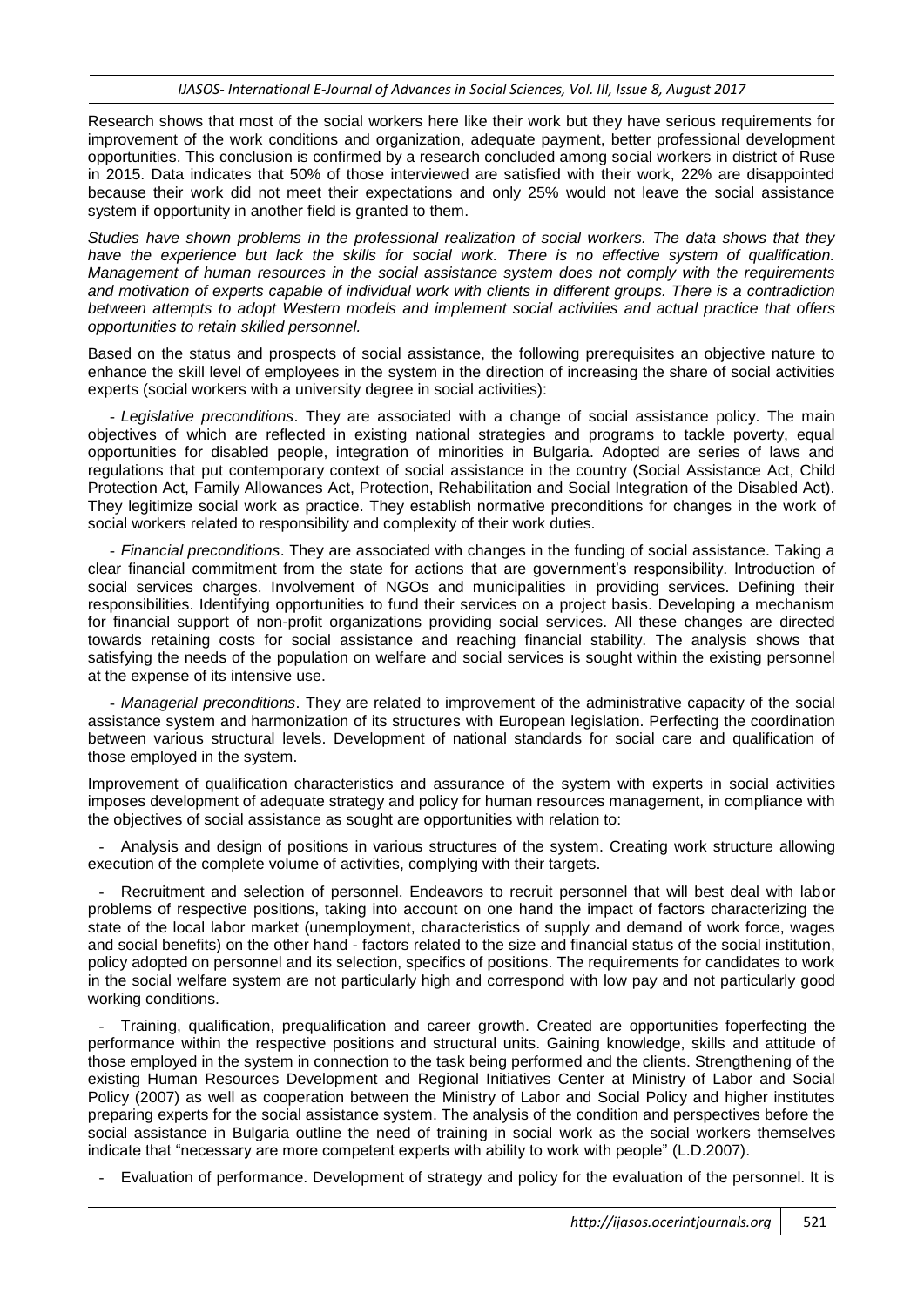Research shows that most of the social workers here like their work but they have serious requirements for improvement of the work conditions and organization, adequate payment, better professional development opportunities. This conclusion is confirmed by a research concluded among social workers in district of Ruse in 2015. Data indicates that 50% of those interviewed are satisfied with their work, 22% are disappointed because their work did not meet their expectations and only 25% would not leave the social assistance system if opportunity in another field is granted to them.

*Studies have shown problems in the professional realization of social workers. The data shows that they have the experience but lack the skills for social work. There is no effective system of qualification. Management of human resources in the social assistance system does not comply with the requirements and motivation of experts capable of individual work with clients in different groups. There is a contradiction between attempts to adopt Western models and implement social activities and actual practice that offers opportunities to retain skilled personnel.*

Based on the status and prospects of social assistance, the following prerequisites an objective nature to enhance the skill level of employees in the system in the direction of increasing the share of social activities experts (social workers with a university degree in social activities):

- *Legislative preconditions*. They are associated with a change of social assistance policy. The main objectives of which are reflected in existing national strategies and programs to tackle poverty, equal opportunities for disabled people, integration of minorities in Bulgaria. Adopted are series of laws and regulations that put contemporary context of social assistance in the country (Social Assistance Act, Child Protection Act, Family Allowances Act, Protection, Rehabilitation and Social Integration of the Disabled Act). They legitimize social work as practice. They establish normative preconditions for changes in the work of social workers related to responsibility and complexity of their work duties.

- *Financial preconditions*. They are associated with changes in the funding of social assistance. Taking a clear financial commitment from the state for actions that are government's responsibility. Introduction of social services charges. Involvement of NGOs and municipalities in providing services. Defining their responsibilities. Identifying opportunities to fund their services on a project basis. Developing a mechanism for financial support of non-profit organizations providing social services. All these changes are directed towards retaining costs for social assistance and reaching financial stability. The analysis shows that satisfying the needs of the population on welfare and social services is sought within the existing personnel at the expense of its intensive use.

- *Managerial preconditions*. They are related to improvement of the administrative capacity of the social assistance system and harmonization of its structures with European legislation. Perfecting the coordination between various structural levels. Development of national standards for social care and qualification of those employed in the system.

Improvement of qualification characteristics and assurance of the system with experts in social activities imposes development of adequate strategy and policy for human resources management, in compliance with the objectives of social assistance as sought are opportunities with relation to:

- Analysis and design of positions in various structures of the system. Creating work structure allowing execution of the complete volume of activities, complying with their targets.

- Recruitment and selection of personnel. Endeavors to recruit personnel that will best deal with labor problems of respective positions, taking into account on one hand the impact of factors characterizing the state of the local labor market (unemployment, characteristics of supply and demand of work force, wages and social benefits) on the other hand - factors related to the size and financial status of the social institution, policy adopted on personnel and its selection, specifics of positions. The requirements for candidates to work in the social welfare system are not particularly high and correspond with low pay and not particularly good working conditions.

- Training, qualification, prequalification and career growth. Created are opportunities foperfecting the performance within the respective positions and structural units. Gaining knowledge, skills and attitude of those employed in the system in connection to the task being performed and the clients. Strengthening of the existing Human Resources Development and Regional Initiatives Center at Ministry of Labor and Social Policy (2007) as well as cooperation between the Ministry of Labor and Social Policy and higher institutes preparing experts for the social assistance system. The analysis of the condition and perspectives before the social assistance in Bulgaria outline the need of training in social work as the social workers themselves indicate that "necessary are more competent experts with ability to work with people" (L.D.2007).

- Evaluation of performance. Development of strategy and policy for the evaluation of the personnel. It is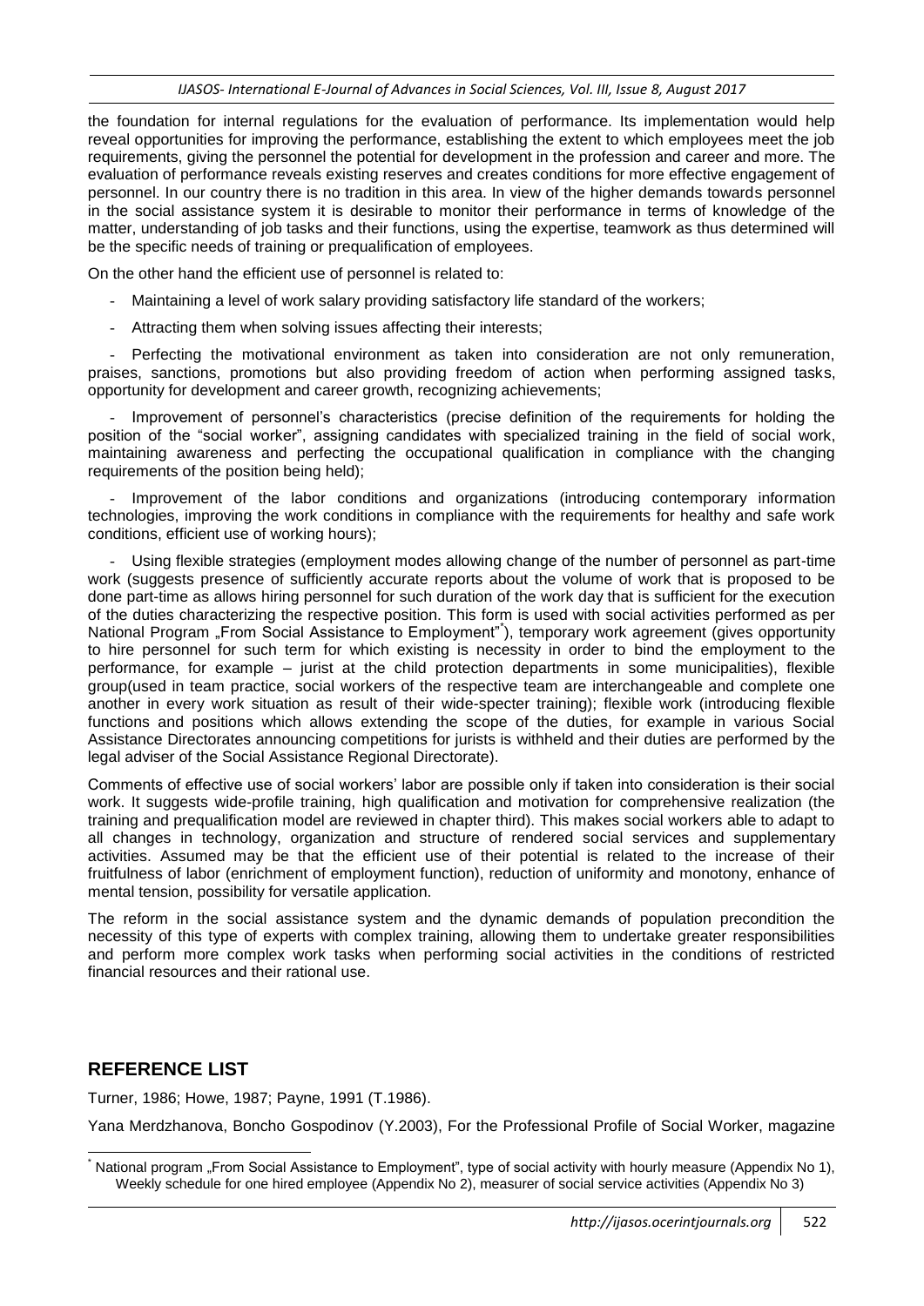the foundation for internal regulations for the evaluation of performance. Its implementation would help reveal opportunities for improving the performance, establishing the extent to which employees meet the job requirements, giving the personnel the potential for development in the profession and career and more. The evaluation of performance reveals existing reserves and creates conditions for more effective engagement of personnel. In our country there is no tradition in this area. In view of the higher demands towards personnel in the social assistance system it is desirable to monitor their performance in terms of knowledge of the matter, understanding of job tasks and their functions, using the expertise, teamwork as thus determined will be the specific needs of training or prequalification of employees.

On the other hand the efficient use of personnel is related to:

- Maintaining a level of work salary providing satisfactory life standard of the workers;
- Attracting them when solving issues affecting their interests;
- Perfecting the motivational environment as taken into consideration are not only remuneration, praises, sanctions, promotions but also providing freedom of action when performing assigned tasks, opportunity for development and career growth, recognizing achievements;
- Improvement of personnel's characteristics (precise definition of the requirements for holding the position of the "social worker", assigning candidates with specialized training in the field of social work, maintaining awareness and perfecting the occupational qualification in compliance with the changing requirements of the position being held);
- Improvement of the labor conditions and organizations (introducing contemporary information technologies, improving the work conditions in compliance with the requirements for healthy and safe work conditions, efficient use of working hours);
- Using flexible strategies (employment modes allowing change of the number of personnel as part-time work (suggests presence of sufficiently accurate reports about the volume of work that is proposed to be done part-time as allows hiring personnel for such duration of the work day that is sufficient for the execution of the duties characterizing the respective position. This form is used with social activities performed as per National Program „From Social Assistance to Employment"[*]), temporary work agreement (gives opportunity to hire personnel for such term for which existing is necessity in order to bind the employment to the performance, for example – jurist at the child protection departments in some municipalities), flexible group(used in team practice, social workers of the respective team are interchangeable and complete one another in every work situation as result of their wide-specter training); flexible work (introducing flexible functions and positions which allows extending the scope of the duties, for example in various Social Assistance Directorates announcing competitions for jurists is withheld and their duties are performed by the legal adviser of the Social Assistance Regional Directorate).

Comments of effective use of social workers' labor are possible only if taken into consideration is their social work. It suggests wide-profile training, high qualification and motivation for comprehensive realization (the training and prequalification model are reviewed in chapter third). This makes social workers able to adapt to all changes in technology, organization and structure of rendered social services and supplementary activities. Assumed may be that the efficient use of their potential is related to the increase of their fruitfulness of labor (enrichment of employment function), reduction of uniformity and monotony, enhance of mental tension, possibility for versatile application.

The reform in the social assistance system and the dynamic demands of population precondition the necessity of this type of experts with complex training, allowing them to undertake greater responsibilities and perform more complex work tasks when performing social activities in the conditions of restricted financial resources and their rational use.

## REFERENCE LIST

Turner, 1986; Howe, 1987; Payne, 1991 (T.1986).

Yana Merdzhanova, Boncho Gospodinov (Y.2003), For the Professional Profile of Social Worker, magazine

[*] National program „From Social Assistance to Employment", type of social activity with hourly measure (Appendix No 1), Weekly schedule for one hired employee (Appendix No 2), measurer of social service activities (Appendix No 3)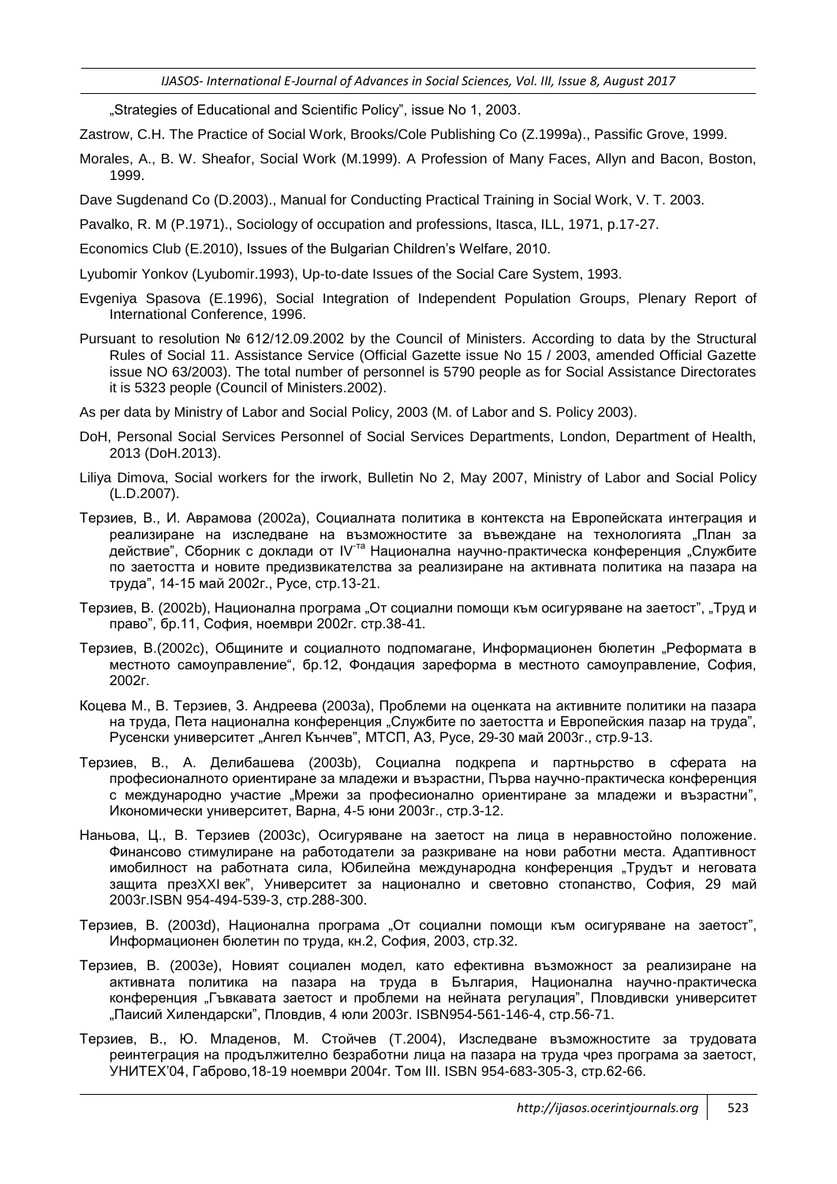„Strategies of Educational and Scientific Policy", issue No 1, 2003.

Zastrow, C.H. The Practice of Social Work, Brooks/Cole Publishing Co (Z.1999a)., Passific Grove, 1999.

Morales, A., B. W. Sheafor, Social Work (M.1999). A Profession of Many Faces, Allyn and Bacon, Boston, 1999.

Dave Sugdenand Co (D.2003)., Manual for Conducting Practical Training in Social Work, V. T. 2003.

Pavalko, R. M (P.1971)., Sociology of occupation and professions, Itasca, ILL, 1971, p.17-27.

Economics Club (E.2010), Issues of the Bulgarian Children's Welfare, 2010.

Lyubomir Yonkov (Lyubomir.1993), Up-to-date Issues of the Social Care System, 1993.

Evgeniya Spasova (E.1996), Social Integration of Independent Population Groups, Plenary Report of International Conference, 1996.

Pursuant to resolution № 612/12.09.2002 by the Council of Ministers. According to data by the Structural Rules of Social 11. Assistance Service (Official Gazette issue No 15 / 2003, amended Official Gazette issue NO 63/2003). The total number of personnel is 5790 people as for Social Assistance Directorates it is 5323 people (Council of Ministers.2002).

As per data by Ministry of Labor and Social Policy, 2003 (M. of Labor and S. Policy 2003).

DoH, Personal Social Services Personnel of Social Services Departments, London, Department of Health, 2013 (DoH.2013).

Liliya Dimova, Social workers for the irwork, Bulletin No 2, May 2007, Ministry of Labor and Social Policy (L.D.2007).

Терзиев, В., И. Аврамова (2002a), Социалната политика в контекста на Европейската интеграция и реализиране на изследване на възможностите за въвеждане на технологията „План за действие", Сборник с доклади от IV[-та] Национална научно-практическа конференция „Службите по заетостта и новите предизвикателства за реализиране на активната политика на пазара на труда", 14-15 май 2002г., Русе, стр.13-21.

Терзиев, В. (2002b), Национална програма „От социални помощи към осигуряване на заетост", „Труд и право", бр.11, София, ноември 2002г. стр.38-41.

Терзиев, В.(2002c), Общините и социалното подпомагане, Информационен бюлетин „Реформата в местното самоуправление", бр.12, Фондация зареформа в местното самоуправление, София, 2002г.

Коцева М., В. Терзиев, З. Андреева (2003a), Проблеми на оценката на активните политики на пазара на труда, Пета национална конференция „Службите по заетостта и Европейския пазар на труда", Русенски университет „Ангел Кънчев", МТСП, АЗ, Русе, 29-30 май 2003г., стр.9-13.

Терзиев, В., А. Делибашева (2003b), Социална подкрепа и партньрство в сферата на професионалното ориентиране за младежи и възрастни, Първа научно-практическа конференция с международно участие „Мрежи за професионално ориентиране за младежи и възрастни", Икономически университет, Варна, 4-5 юни 2003г., стр.3-12.

Наньова, Ц., В. Терзиев (2003c), Осигуряване на заетост на лица в неравностойно положение. Финансово стимулиране на работодатели за разкриване на нови работни места. Адаптивност имобилност на работната сила, Юбилейна международна конференция „Трудът и неговата защита презXXI век", Университет за национално и световно стопанство, София, 29 май 2003г.ISBN 954-494-539-3, стр.288-300.

Терзиев, В. (2003d), Национална програма „От социални помощи към осигуряване на заетост", Информационен бюлетин по труда, кн.2, София, 2003, стр.32.

Терзиев, В. (2003e), Новият социален модел, като ефективна възможност за реализиране на активната политика на пазара на труда в България, Национална научно-практическа конференция „Гъвкавата заетост и проблеми на нейната регулация", Пловдивски университет „Паисий Хилендарски", Пловдив, 4 юли 2003г. ISBN954-561-146-4, стр.56-71.

Терзиев, В., Ю. Младенов, М. Стойчев (T.2004), Изследване възможностите за трудовата реинтеграция на продължително безработни лица на пазара на труда чрез програма за заетост, УНИТЕХ'04, Габрово,18-19 ноември 2004г. Том III. ISBN 954-683-305-3, стр.62-66.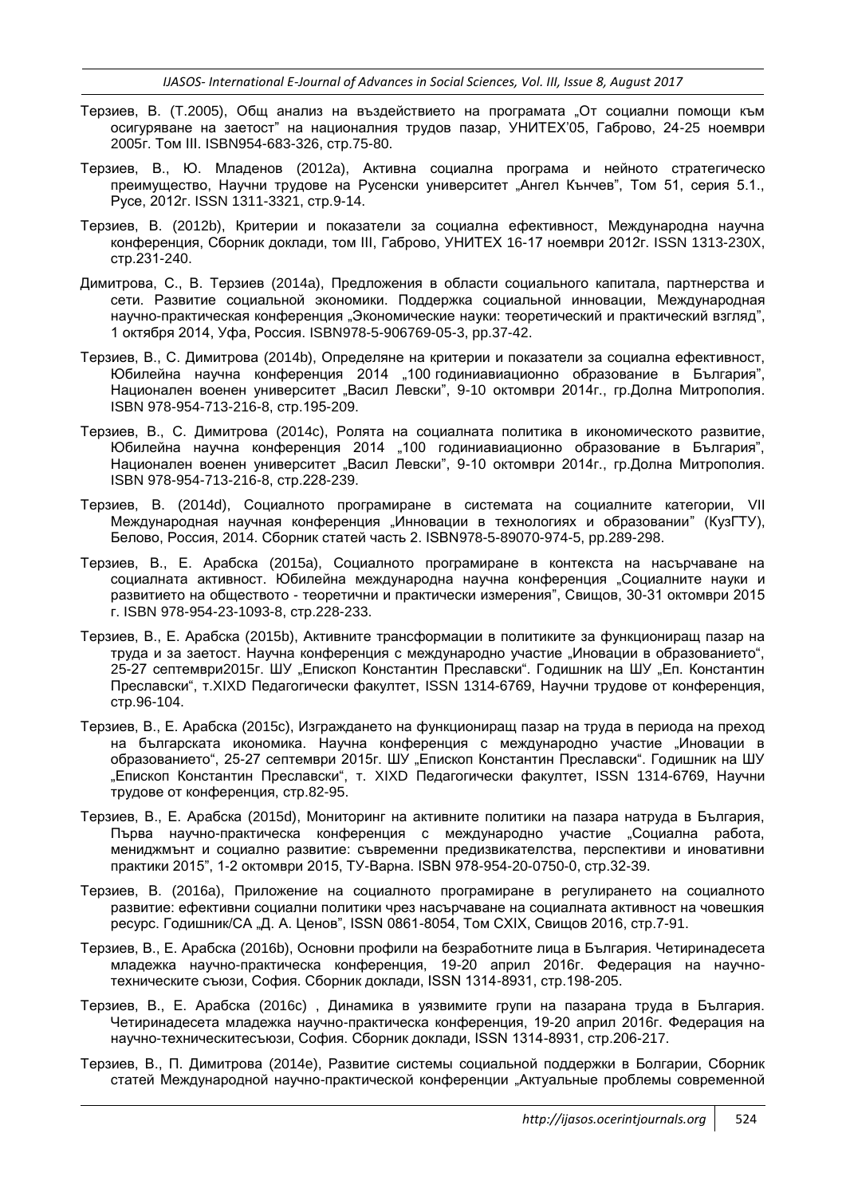Терзиев, В. (Т.2005), Общ анализ на въздействието на програмата „От социални помощи към осигуряване на заетост" на националния трудов пазар, УНИТЕХ'05, Габрово, 24-25 ноември 2005г. Том III. ISBN954-683-326, стр.75-80.

Терзиев, В., Ю. Младенов (2012a), Активна социална програма и нейното стратегическо преимущество, Научни трудове на Русенски университет „Ангел Кънчев", Том 51, серия 5.1., Русе, 2012г. ISSN 1311-3321, стр.9-14.

Терзиев, В. (2012b), Критерии и показатели за социална ефективност, Международна научна конференция, Сборник доклади, том III, Габрово, УНИТЕХ 16-17 ноември 2012г. ISSN 1313-230X, стр.231-240.

Димитрова, С., В. Терзиев (2014a), Предложения в области социального капитала, партнерства и сети. Развитие социальной экономики. Поддержка социальной инновации, Международная научно-практическая конференция „Экономические науки: теоретический и практический взгляд", 1 октября 2014, Уфа, Россия. ISBN978-5-906769-05-3, pp.37-42.

Терзиев, В., С. Димитрова (2014b), Определяне на критерии и показатели за социална ефективност, Юбилейна научна конференция 2014 „100 годиниавиационно образование в България", Национален военен университет „Васил Левски", 9-10 октомври 2014г., гр.Долна Митрополия. ISBN 978-954-713-216-8, стр.195-209.

Терзиев, В., С. Димитрова (2014c), Ролята на социалната политика в икономическото развитие, Юбилейна научна конференция 2014 „100 годиниавиационно образование в България", Национален военен университет „Васил Левски", 9-10 октомври 2014г., гр.Долна Митрополия. ISBN 978-954-713-216-8, стр.228-239.

Терзиев, В. (2014d), Социалното програмиране в системата на социалните категории, VII Международная научная конференция „Инновации в технологиях и образовании" (КузГТУ), Белово, Россия, 2014. Сборник статей часть 2. ISBN978-5-89070-974-5, pp.289-298.

Терзиев, В., Е. Арабска (2015a), Социалното програмиране в контекста на насърчаване на социалната активност. Юбилейна международна научна конференция „Социалните науки и развитието на обществото - теоретични и практически измерения", Свищов, 30-31 октомври 2015 г. ISBN 978-954-23-1093-8, стр.228-233.

Терзиев, В., Е. Арабска (2015b), Активните трансформации в политиките за функциониращ пазар на труда и за заетост. Научна конференция с международно участие „Иновации в образованието", 25-27 септември2015г. ШУ „Епископ Константин Преславски". Годишник на ШУ „Еп. Константин Преславски", т.XIXD Педагогически факултет, ISSN 1314-6769, Научни трудове от конференция, стр.96-104.

Терзиев, В., Е. Арабска (2015c), Изграждането на функциониращ пазар на труда в периода на преход на българската икономика. Научна конференция с международно участие „Иновации в образованието", 25-27 септември 2015г. ШУ „Епископ Константин Преславски". Годишник на ШУ „Епископ Константин Преславски", т. XIXD Педагогически факултет, ISSN 1314-6769, Научни трудове от конференция, стр.82-95.

Терзиев, В., Е. Арабска (2015d), Мониторинг на активните политики на пазара натруда в България, Първа научно-практическа конференция с международно участие „Социална работа, мениджмънт и социално развитие: съвременни предизвикателства, перспективи и иновативни практики 2015", 1-2 октомври 2015, ТУ-Варна. ISBN 978-954-20-0750-0, стр.32-39.

Терзиев, В. (2016a), Приложение на социалното програмиране в регулирането на социалното развитие: ефективни социални политики чрез насърчаване на социалната активност на човешкия ресурс. Годишник/СА „Д. А. Ценов", ISSN 0861-8054, Том CXIX, Свищов 2016, стр.7-91.

Терзиев, В., Е. Арабска (2016b), Основни профили на безработните лица в България. Четиринадесета младежка научно-практическа конференция, 19-20 април 2016г. Федерация на научно-техническите съюзи, София. Сборник доклади, ISSN 1314-8931, стр.198-205.

Терзиев, В., Е. Арабска (2016c) , Динамика в уязвимите групи на пазарана труда в България. Четиринадесета младежка научно-практическа конференция, 19-20 април 2016г. Федерация на научно-техническитесъюзи, София. Сборник доклади, ISSN 1314-8931, стр.206-217.

Терзиев, В., П. Димитрова (2014e), Развитие системы социальной поддержки в Болгарии, Сборник статей Международной научно-практической конференции „Актуальные проблемы современной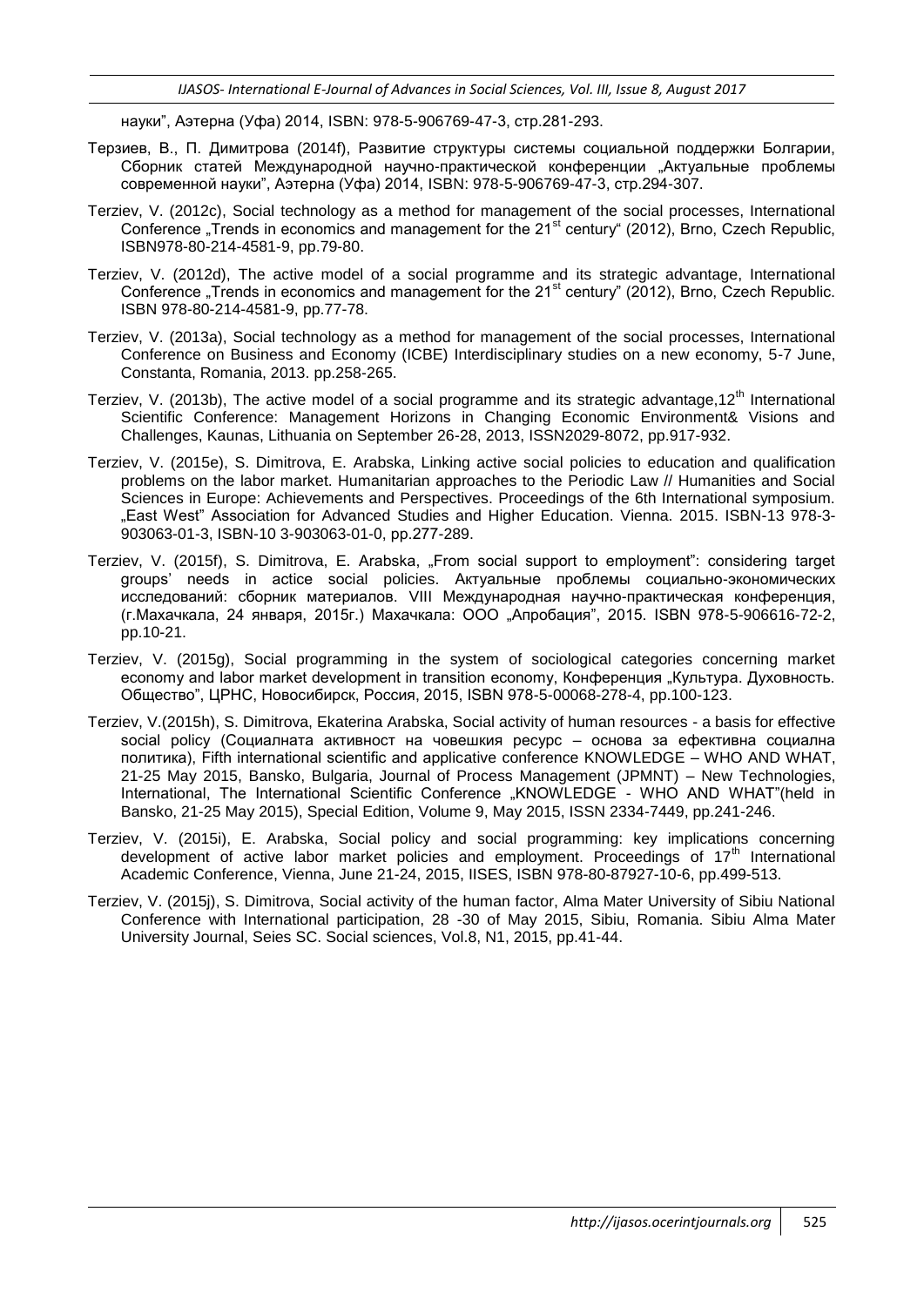науки", Аэтерна (Уфа) 2014, ISBN: 978-5-906769-47-3, стр.281-293.

Терзиев, В., П. Димитрова (2014f), Развитие структуры системы социальной поддержки Болгарии, Сборник статей Международной научно-практической конференции „Актуальные проблемы современной науки", Аэтерна (Уфа) 2014, ISBN: 978-5-906769-47-3, стр.294-307.

Terziev, V. (2012c), Social technology as a method for management of the social processes, International Conference „Trends in economics and management for the 21st century" (2012), Brno, Czech Republic, ISBN978-80-214-4581-9, pp.79-80.

Terziev, V. (2012d), The active model of a social programme and its strategic advantage, International Conference „Trends in economics and management for the 21st century" (2012), Brno, Czech Republic. ISBN 978-80-214-4581-9, pp.77-78.

Terziev, V. (2013a), Social technology as a method for management of the social processes, International Conference on Business and Economy (ICBE) Interdisciplinary studies on a new economy, 5-7 June, Constanta, Romania, 2013. pp.258-265.

Terziev, V. (2013b), The active model of a social programme and its strategic advantage,12th International Scientific Conference: Management Horizons in Changing Economic Environment& Visions and Challenges, Kaunas, Lithuania on September 26-28, 2013, ISSN2029-8072, pp.917-932.

Terziev, V. (2015e), S. Dimitrova, E. Arabska, Linking active social policies to education and qualification problems on the labor market. Humanitarian approaches to the Periodic Law // Humanities and Social Sciences in Europe: Achievements and Perspectives. Proceedings of the 6th International symposium. „East West" Association for Advanced Studies and Higher Education. Vienna. 2015. ISBN-13 978-3-903063-01-3, ISBN-10 3-903063-01-0, pp.277-289.

Terziev, V. (2015f), S. Dimitrova, E. Arabska, „From social support to employment": considering target groups' needs in actice social policies. Актуальные проблемы социально-экономических исследований: сборник материалов. VIII Международная научно-практическая конференция, (г.Махачкала, 24 января, 2015г.) Махачкала: ООО „Апробация", 2015. ISBN 978-5-906616-72-2, pp.10-21.

Terziev, V. (2015g), Social programming in the system of sociological categories concerning market economy and labor market development in transition economy, Конференция „Культура. Духовность. Общество", ЦРНС, Новосибирск, Россия, 2015, ISBN 978-5-00068-278-4, pp.100-123.

Terziev, V.(2015h), S. Dimitrova, Ekaterina Arabska, Social activity of human resources - a basis for effective social policy (Социалната активност на човешкия ресурс – основа за ефективна социална политика), Fifth international scientific and applicative conference KNOWLEDGE – WHO AND WHAT, 21-25 May 2015, Bansko, Bulgaria, Journal of Process Management (JPMNT) – New Technologies, International, The International Scientific Conference „KNOWLEDGE - WHO AND WHAT"(held in Bansko, 21-25 May 2015), Special Edition, Volume 9, May 2015, ISSN 2334-7449, pp.241-246.

Terziev, V. (2015i), E. Arabska, Social policy and social programming: key implications concerning development of active labor market policies and employment. Proceedings of 17th International Academic Conference, Vienna, June 21-24, 2015, IISES, ISBN 978-80-87927-10-6, pp.499-513.

Terziev, V. (2015j), S. Dimitrova, Social activity of the human factor, Alma Mater University of Sibiu National Conference with International participation, 28 -30 of May 2015, Sibiu, Romania. Sibiu Alma Mater University Journal, Seies SC. Social sciences, Vol.8, N1, 2015, pp.41-44.